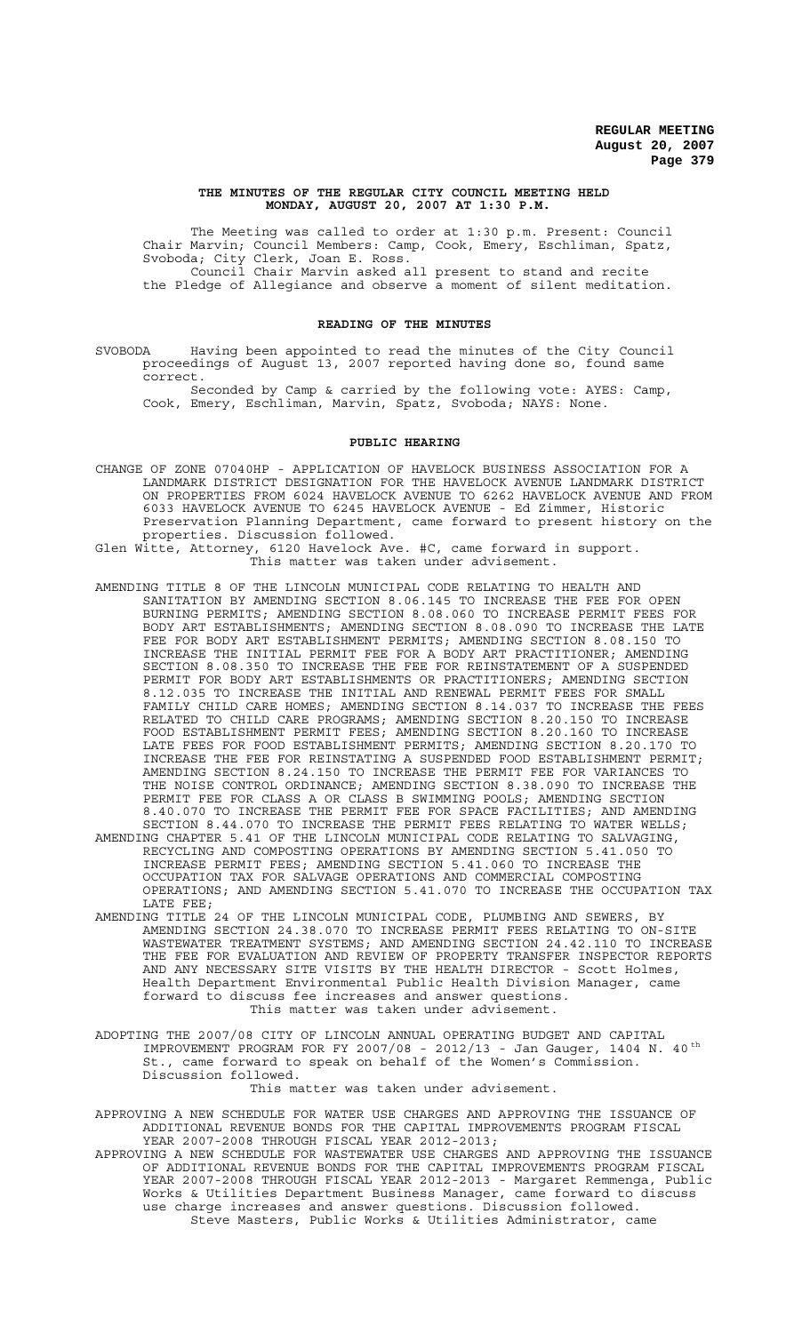**REGULAR MEETING**
**August 20, 2007**

**THE MINUTES OF THE REGULAR CITY COUNCIL MEETING HELD MONDAY, AUGUST 20, 2007 AT 1:30 P.M.**

The Meeting was called to order at 1:30 p.m. Present: Council Chair Marvin; Council Members: Camp, Cook, Emery, Eschliman, Spatz, Svoboda; City Clerk, Joan E. Ross.

Council Chair Marvin asked all present to stand and recite the Pledge of Allegiance and observe a moment of silent meditation.

**READING OF THE MINUTES**

SVOBODA Having been appointed to read the minutes of the City Council proceedings of August 13, 2007 reported having done so, found same correct.

Seconded by Camp & carried by the following vote: AYES: Camp, Cook, Emery, Eschliman, Marvin, Spatz, Svoboda; NAYS: None.

**PUBLIC HEARING**

CHANGE OF ZONE 07040HP - APPLICATION OF HAVELOCK BUSINESS ASSOCIATION FOR A LANDMARK DISTRICT DESIGNATION FOR THE HAVELOCK AVENUE LANDMARK DISTRICT ON PROPERTIES FROM 6024 HAVELOCK AVENUE TO 6262 HAVELOCK AVENUE AND FROM 6033 HAVELOCK AVENUE TO 6245 HAVELOCK AVENUE - Ed Zimmer, Historic Preservation Planning Department, came forward to present history on the properties. Discussion followed.

Glen Witte, Attorney, 6120 Havelock Ave. #C, came forward in support.

This matter was taken under advisement.

AMENDING TITLE 8 OF THE LINCOLN MUNICIPAL CODE RELATING TO HEALTH AND SANITATION BY AMENDING SECTION 8.06.145 TO INCREASE THE FEE FOR OPEN BURNING PERMITS; AMENDING SECTION 8.08.060 TO INCREASE PERMIT FEES FOR BODY ART ESTABLISHMENTS; AMENDING SECTION 8.08.090 TO INCREASE THE LATE FEE FOR BODY ART ESTABLISHMENT PERMITS; AMENDING SECTION 8.08.150 TO INCREASE THE INITIAL PERMIT FEE FOR A BODY ART PRACTITIONER; AMENDING SECTION 8.08.350 TO INCREASE THE FEE FOR REINSTATEMENT OF A SUSPENDED PERMIT FOR BODY ART ESTABLISHMENTS OR PRACTITIONERS; AMENDING SECTION 8.12.035 TO INCREASE THE INITIAL AND RENEWAL PERMIT FEES FOR SMALL FAMILY CHILD CARE HOMES; AMENDING SECTION 8.14.037 TO INCREASE THE FEES RELATED TO CHILD CARE PROGRAMS; AMENDING SECTION 8.20.150 TO INCREASE FOOD ESTABLISHMENT PERMIT FEES; AMENDING SECTION 8.20.160 TO INCREASE LATE FEES FOR FOOD ESTABLISHMENT PERMITS; AMENDING SECTION 8.20.170 TO INCREASE THE FEE FOR REINSTATING A SUSPENDED FOOD ESTABLISHMENT PERMIT; AMENDING SECTION 8.24.150 TO INCREASE THE PERMIT FEE FOR VARIANCES TO THE NOISE CONTROL ORDINANCE; AMENDING SECTION 8.38.090 TO INCREASE THE PERMIT FEE FOR CLASS A OR CLASS B SWIMMING POOLS; AMENDING SECTION 8.40.070 TO INCREASE THE PERMIT FEE FOR SPACE FACILITIES; AND AMENDING SECTION 8.44.070 TO INCREASE THE PERMIT FEES RELATING TO WATER WELLS;

AMENDING CHAPTER 5.41 OF THE LINCOLN MUNICIPAL CODE RELATING TO SALVAGING, RECYCLING AND COMPOSTING OPERATIONS BY AMENDING SECTION 5.41.050 TO INCREASE PERMIT FEES; AMENDING SECTION 5.41.060 TO INCREASE THE OCCUPATION TAX FOR SALVAGE OPERATIONS AND COMMERCIAL COMPOSTING OPERATIONS; AND AMENDING SECTION 5.41.070 TO INCREASE THE OCCUPATION TAX LATE FEE;

AMENDING TITLE 24 OF THE LINCOLN MUNICIPAL CODE, PLUMBING AND SEWERS, BY AMENDING SECTION 24.38.070 TO INCREASE PERMIT FEES RELATING TO ON-SITE WASTEWATER TREATMENT SYSTEMS; AND AMENDING SECTION 24.42.110 TO INCREASE THE FEE FOR EVALUATION AND REVIEW OF PROPERTY TRANSFER INSPECTOR REPORTS AND ANY NECESSARY SITE VISITS BY THE HEALTH DIRECTOR - Scott Holmes, Health Department Environmental Public Health Division Manager, came forward to discuss fee increases and answer questions.

This matter was taken under advisement.

ADOPTING THE 2007/08 CITY OF LINCOLN ANNUAL OPERATING BUDGET AND CAPITAL IMPROVEMENT PROGRAM FOR FY 2007/08 - 2012/13 - Jan Gauger, 1404 N. 40th St., came forward to speak on behalf of the Women's Commission. Discussion followed.

This matter was taken under advisement.

APPROVING A NEW SCHEDULE FOR WATER USE CHARGES AND APPROVING THE ISSUANCE OF ADDITIONAL REVENUE BONDS FOR THE CAPITAL IMPROVEMENTS PROGRAM FISCAL YEAR 2007-2008 THROUGH FISCAL YEAR 2012-2013;

APPROVING A NEW SCHEDULE FOR WASTEWATER USE CHARGES AND APPROVING THE ISSUANCE OF ADDITIONAL REVENUE BONDS FOR THE CAPITAL IMPROVEMENTS PROGRAM FISCAL YEAR 2007-2008 THROUGH FISCAL YEAR 2012-2013 - Margaret Remmenga, Public Works & Utilities Department Business Manager, came forward to discuss use charge increases and answer questions. Discussion followed.

Steve Masters, Public Works & Utilities Administrator, came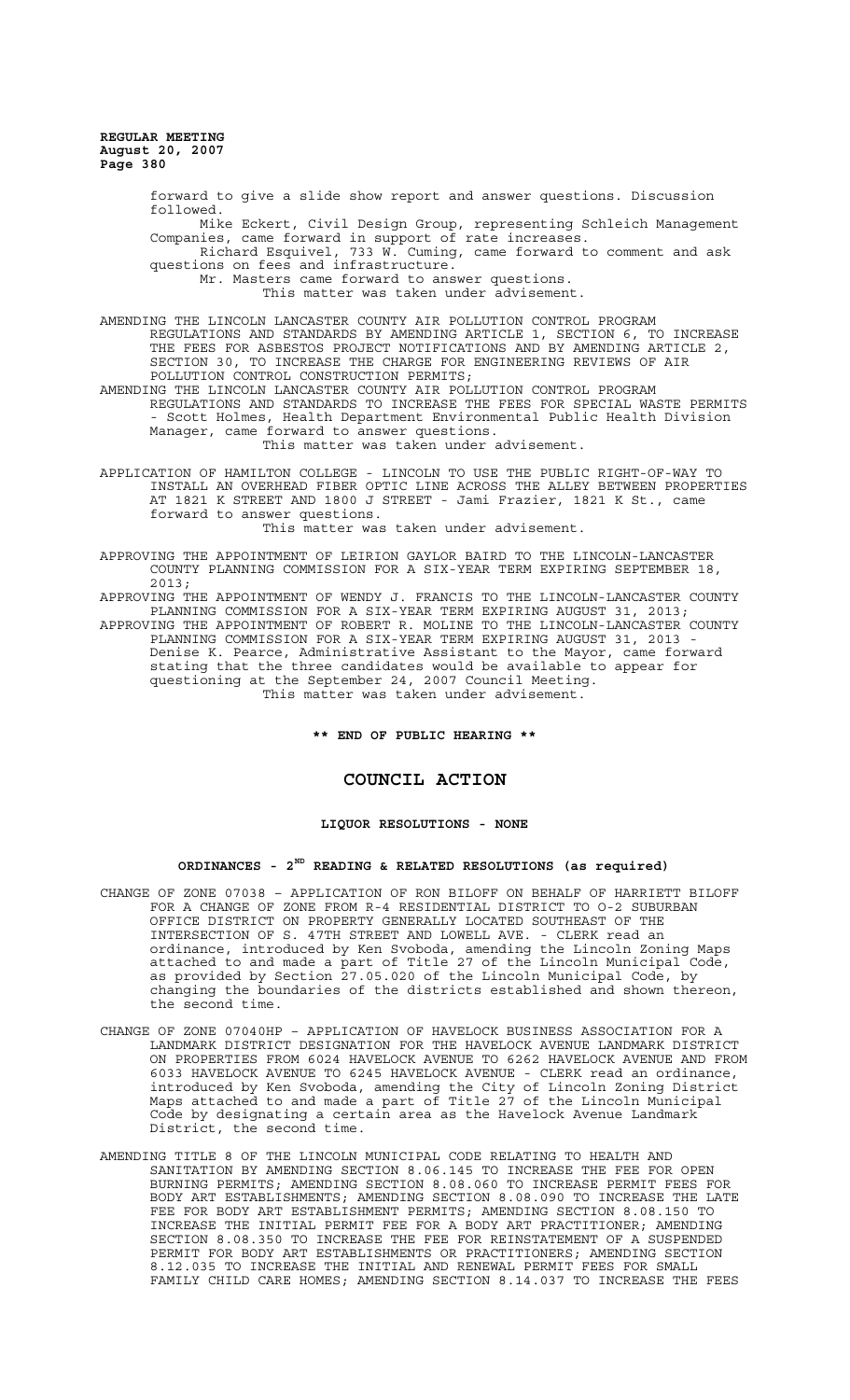forward to give a slide show report and answer questions. Discussion followed.

Mike Eckert, Civil Design Group, representing Schleich Management Companies, came forward in support of rate increases.

Richard Esquivel, 733 W. Cuming, came forward to comment and ask questions on fees and infrastructure.

Mr. Masters came forward to answer questions.

This matter was taken under advisement.

AMENDING THE LINCOLN LANCASTER COUNTY AIR POLLUTION CONTROL PROGRAM REGULATIONS AND STANDARDS BY AMENDING ARTICLE 1, SECTION 6, TO INCREASE THE FEES FOR ASBESTOS PROJECT NOTIFICATIONS AND BY AMENDING ARTICLE 2, SECTION 30, TO INCREASE THE CHARGE FOR ENGINEERING REVIEWS OF AIR POLLUTION CONTROL CONSTRUCTION PERMITS;

AMENDING THE LINCOLN LANCASTER COUNTY AIR POLLUTION CONTROL PROGRAM REGULATIONS AND STANDARDS TO INCREASE THE FEES FOR SPECIAL WASTE PERMITS - Scott Holmes, Health Department Environmental Public Health Division Manager, came forward to answer questions.

This matter was taken under advisement.

APPLICATION OF HAMILTON COLLEGE - LINCOLN TO USE THE PUBLIC RIGHT-OF-WAY TO INSTALL AN OVERHEAD FIBER OPTIC LINE ACROSS THE ALLEY BETWEEN PROPERTIES AT 1821 K STREET AND 1800 J STREET - Jami Frazier, 1821 K St., came forward to answer questions.

This matter was taken under advisement.

APPROVING THE APPOINTMENT OF LEIRION GAYLOR BAIRD TO THE LINCOLN-LANCASTER COUNTY PLANNING COMMISSION FOR A SIX-YEAR TERM EXPIRING SEPTEMBER 18, 2013;

APPROVING THE APPOINTMENT OF WENDY J. FRANCIS TO THE LINCOLN-LANCASTER COUNTY PLANNING COMMISSION FOR A SIX-YEAR TERM EXPIRING AUGUST 31, 2013;

APPROVING THE APPOINTMENT OF ROBERT R. MOLINE TO THE LINCOLN-LANCASTER COUNTY PLANNING COMMISSION FOR A SIX-YEAR TERM EXPIRING AUGUST 31, 2013 - Denise K. Pearce, Administrative Assistant to the Mayor, came forward stating that the three candidates would be available to appear for questioning at the September 24, 2007 Council Meeting.

This matter was taken under advisement.

**\*\* END OF PUBLIC HEARING \*\***

## COUNCIL ACTION

### LIQUOR RESOLUTIONS - NONE

### ORDINANCES - 2ND READING & RELATED RESOLUTIONS (as required)

CHANGE OF ZONE 07038 – APPLICATION OF RON BILOFF ON BEHALF OF HARRIETT BILOFF FOR A CHANGE OF ZONE FROM R-4 RESIDENTIAL DISTRICT TO O-2 SUBURBAN OFFICE DISTRICT ON PROPERTY GENERALLY LOCATED SOUTHEAST OF THE INTERSECTION OF S. 47TH STREET AND LOWELL AVE. - CLERK read an ordinance, introduced by Ken Svoboda, amending the Lincoln Zoning Maps attached to and made a part of Title 27 of the Lincoln Municipal Code, as provided by Section 27.05.020 of the Lincoln Municipal Code, by changing the boundaries of the districts established and shown thereon, the second time.

CHANGE OF ZONE 07040HP – APPLICATION OF HAVELOCK BUSINESS ASSOCIATION FOR A LANDMARK DISTRICT DESIGNATION FOR THE HAVELOCK AVENUE LANDMARK DISTRICT ON PROPERTIES FROM 6024 HAVELOCK AVENUE TO 6262 HAVELOCK AVENUE AND FROM 6033 HAVELOCK AVENUE TO 6245 HAVELOCK AVENUE - CLERK read an ordinance, introduced by Ken Svoboda, amending the City of Lincoln Zoning District Maps attached to and made a part of Title 27 of the Lincoln Municipal Code by designating a certain area as the Havelock Avenue Landmark District, the second time.

AMENDING TITLE 8 OF THE LINCOLN MUNICIPAL CODE RELATING TO HEALTH AND SANITATION BY AMENDING SECTION 8.06.145 TO INCREASE THE FEE FOR OPEN BURNING PERMITS; AMENDING SECTION 8.08.060 TO INCREASE PERMIT FEES FOR BODY ART ESTABLISHMENTS; AMENDING SECTION 8.08.090 TO INCREASE THE LATE FEE FOR BODY ART ESTABLISHMENT PERMITS; AMENDING SECTION 8.08.150 TO INCREASE THE INITIAL PERMIT FEE FOR A BODY ART PRACTITIONER; AMENDING SECTION 8.08.350 TO INCREASE THE FEE FOR REINSTATEMENT OF A SUSPENDED PERMIT FOR BODY ART ESTABLISHMENTS OR PRACTITIONERS; AMENDING SECTION 8.12.035 TO INCREASE THE INITIAL AND RENEWAL PERMIT FEES FOR SMALL FAMILY CHILD CARE HOMES; AMENDING SECTION 8.14.037 TO INCREASE THE FEES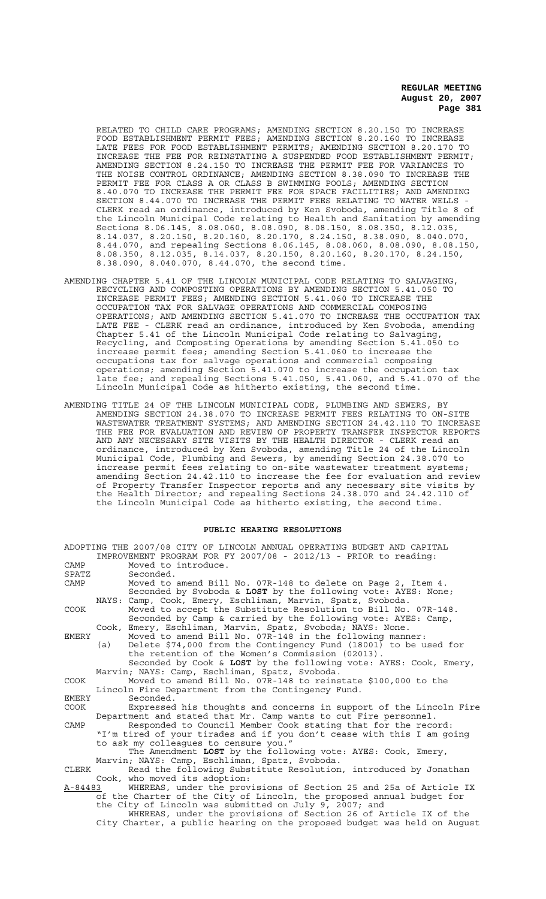RELATED TO CHILD CARE PROGRAMS; AMENDING SECTION 8.20.150 TO INCREASE FOOD ESTABLISHMENT PERMIT FEES; AMENDING SECTION 8.20.160 TO INCREASE LATE FEES FOR FOOD ESTABLISHMENT PERMITS; AMENDING SECTION 8.20.170 TO INCREASE THE FEE FOR REINSTATING A SUSPENDED FOOD ESTABLISHMENT PERMIT; AMENDING SECTION 8.24.150 TO INCREASE THE PERMIT FEE FOR VARIANCES TO THE NOISE CONTROL ORDINANCE; AMENDING SECTION 8.38.090 TO INCREASE THE PERMIT FEE FOR CLASS A OR CLASS B SWIMMING POOLS; AMENDING SECTION 8.40.070 TO INCREASE THE PERMIT FEE FOR SPACE FACILITIES; AND AMENDING SECTION 8.44.070 TO INCREASE THE PERMIT FEES RELATING TO WATER WELLS - CLERK read an ordinance, introduced by Ken Svoboda, amending Title 8 of the Lincoln Municipal Code relating to Health and Sanitation by amending Sections 8.06.145, 8.08.060, 8.08.090, 8.08.150, 8.08.350, 8.12.035, 8.14.037, 8.20.150, 8.20.160, 8.20.170, 8.24.150, 8.38.090, 8.040.070, 8.44.070, and repealing Sections 8.06.145, 8.08.060, 8.08.090, 8.08.150, 8.08.350, 8.12.035, 8.14.037, 8.20.150, 8.20.160, 8.20.170, 8.24.150, 8.38.090, 8.040.070, 8.44.070, the second time.

AMENDING CHAPTER 5.41 OF THE LINCOLN MUNICIPAL CODE RELATING TO SALVAGING, RECYCLING AND COMPOSTING OPERATIONS BY AMENDING SECTION 5.41.050 TO INCREASE PERMIT FEES; AMENDING SECTION 5.41.060 TO INCREASE THE OCCUPATION TAX FOR SALVAGE OPERATIONS AND COMMERCIAL COMPOSING OPERATIONS; AND AMENDING SECTION 5.41.070 TO INCREASE THE OCCUPATION TAX LATE FEE - CLERK read an ordinance, introduced by Ken Svoboda, amending Chapter 5.41 of the Lincoln Municipal Code relating to Salvaging, Recycling, and Composting Operations by amending Section 5.41.050 to increase permit fees; amending Section 5.41.060 to increase the occupations tax for salvage operations and commercial composing operations; amending Section 5.41.070 to increase the occupation tax late fee; and repealing Sections 5.41.050, 5.41.060, and 5.41.070 of the Lincoln Municipal Code as hitherto existing, the second time.

AMENDING TITLE 24 OF THE LINCOLN MUNICIPAL CODE, PLUMBING AND SEWERS, BY AMENDING SECTION 24.38.070 TO INCREASE PERMIT FEES RELATING TO ON-SITE WASTEWATER TREATMENT SYSTEMS; AND AMENDING SECTION 24.42.110 TO INCREASE THE FEE FOR EVALUATION AND REVIEW OF PROPERTY TRANSFER INSPECTOR REPORTS AND ANY NECESSARY SITE VISITS BY THE HEALTH DIRECTOR - CLERK read an ordinance, introduced by Ken Svoboda, amending Title 24 of the Lincoln Municipal Code, Plumbing and Sewers, by amending Section 24.38.070 to increase permit fees relating to on-site wastewater treatment systems; amending Section 24.42.110 to increase the fee for evaluation and review of Property Transfer Inspector reports and any necessary site visits by the Health Director; and repealing Sections 24.38.070 and 24.42.110 of the Lincoln Municipal Code as hitherto existing, the second time.

## PUBLIC HEARING RESOLUTIONS

ADOPTING THE 2007/08 CITY OF LINCOLN ANNUAL OPERATING BUDGET AND CAPITAL IMPROVEMENT PROGRAM FOR FY 2007/08 - 2012/13 - PRIOR to reading:

CAMP Moved to introduce.

SPATZ Seconded.

CAMP Moved to amend Bill No. 07R-148 to delete on Page 2, Item 4. Seconded by Svoboda & **LOST** by the following vote: AYES: None; NAYS: Camp, Cook, Emery, Eschliman, Marvin, Spatz, Svoboda.

COOK Moved to accept the Substitute Resolution to Bill No. 07R-148. Seconded by Camp & carried by the following vote: AYES: Camp, Cook, Emery, Eschliman, Marvin, Spatz, Svoboda; NAYS: None.

EMERY Moved to amend Bill No. 07R-148 in the following manner:
(a) Delete $74,000 from the Contingency Fund (18001) to be used for the retention of the Women's Commission (02013).
Seconded by Cook & **LOST** by the following vote: AYES: Cook, Emery, Marvin; NAYS: Camp, Eschliman, Spatz, Svoboda.

COOK Moved to amend Bill No. 07R-148 to reinstate $100,000 to the Lincoln Fire Department from the Contingency Fund.

EMERY Seconded.

COOK Expressed his thoughts and concerns in support of the Lincoln Fire Department and stated that Mr. Camp wants to cut Fire personnel.

CAMP Responded to Council Member Cook stating that for the record: "I'm tired of your tirades and if you don't cease with this I am going to ask my colleagues to censure you."
The Amendment **LOST** by the following vote: AYES: Cook, Emery, Marvin; NAYS: Camp, Eschliman, Spatz, Svoboda.

CLERK Read the following Substitute Resolution, introduced by Jonathan Cook, who moved its adoption:

A-84483 WHEREAS, under the provisions of Section 25 and 25a of Article IX of the Charter of the City of Lincoln, the proposed annual budget for the City of Lincoln was submitted on July 9, 2007; and

WHEREAS, under the provisions of Section 26 of Article IX of the City Charter, a public hearing on the proposed budget was held on August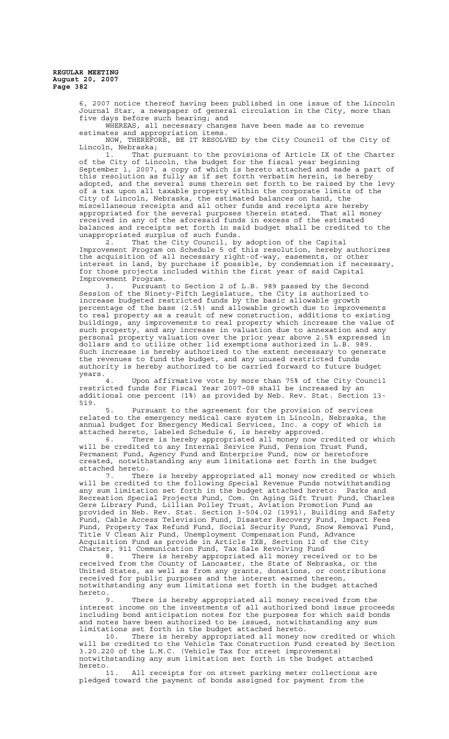6, 2007 notice thereof having been published in one issue of the Lincoln Journal Star, a newspaper of general circulation in the City, more than five days before such hearing; and

WHEREAS, all necessary changes have been made as to revenue estimates and appropriation items.

NOW, THEREFORE, BE IT RESOLVED by the City Council of the City of Lincoln, Nebraska;

1. That pursuant to the provisions of Article IX of the Charter of the City of Lincoln, the budget for the fiscal year beginning September 1, 2007, a copy of which is hereto attached and made a part of this resolution as fully as if set forth verbatim herein, is hereby adopted, and the several sums therein set forth to be raised by the levy of a tax upon all taxable property within the corporate limits of the City of Lincoln, Nebraska, the estimated balances on hand, the miscellaneous receipts and all other funds and receipts are hereby appropriated for the several purposes therein stated. That all money received in any of the aforesaid funds in excess of the estimated balances and receipts set forth in said budget shall be credited to the unappropriated surplus of such funds.

2. That the City Council, by adoption of the Capital Improvement Program on Schedule 5 of this resolution, hereby authorizes the acquisition of all necessary right-of-way, easements, or other interest in land, by purchase if possible, by condemnation if necessary, for those projects included within the first year of said Capital Improvement Program.

3. Pursuant to Section 2 of L.B. 989 passed by the Second Session of the Ninety-Fifth Legislature, the City is authorized to increase budgeted restricted funds by the basic allowable growth percentage of the base (2.5%) and allowable growth due to improvements to real property as a result of new construction, additions to existing buildings, any improvements to real property which increase the value of such property, and any increase in valuation due to annexation and any personal property valuation over the prior year above 2.5% expressed in dollars and to utilize other lid exemptions authorized in L.B. 989. Such increase is hereby authorized to the extent necessary to generate the revenues to fund the budget, and any unused restricted funds authority is hereby authorized to be carried forward to future budget years.

4. Upon affirmative vote by more than 75% of the City Council restricted funds for Fiscal Year 2007-08 shall be increased by an additional one percent (1%) as provided by Neb. Rev. Stat. Section 13-519.

5. Pursuant to the agreement for the provision of services related to the emergency medical care system in Lincoln, Nebraska, the annual budget for Emergency Medical Services, Inc. a copy of which is attached hereto, labeled Schedule 6, is hereby approved.

6. There is hereby appropriated all money now credited or which will be credited to any Internal Service Fund, Pension Trust Fund, Permanent Fund, Agency Fund and Enterprise Fund, now or heretofore created, notwithstanding any sum limitations set forth in the budget attached hereto.

7. There is hereby appropriated all money now credited or which will be credited to the following Special Revenue Funds notwithstanding any sum limitation set forth in the budget attached hereto: Parks and Recreation Special Projects Fund, Com. On Aging Gift Trust Fund, Charles Gere Library Fund, Lillian Polley Trust, Aviation Promotion Fund as provided in Neb. Rev. Stat. Section 3-504.02 (1991), Building and Safety Fund, Cable Access Television Fund, Disaster Recovery Fund, Impact Fees Fund, Property Tax Refund Fund, Social Security Fund, Snow Removal Fund, Title V Clean Air Fund, Unemployment Compensation Fund, Advance Acquisition Fund as provide in Article IXB, Section 12 of the City Charter, 911 Communication Fund, Tax Sale Revolving Fund

8. There is hereby appropriated all money received or to be received from the County of Lancaster, the State of Nebraska, or the United States, as well as from any grants, donations, or contributions received for public purposes and the interest earned thereon, notwithstanding any sum limitations set forth in the budget attached hereto.

9. There is hereby appropriated all money received from the interest income on the investments of all authorized bond issue proceeds including bond anticipation notes for the purposes for which said bonds and notes have been authorized to be issued, notwithstanding any sum limitations set forth in the budget attached hereto.

10. There is hereby appropriated all money now credited or which will be credited to the Vehicle Tax Construction Fund created by Section 3.20.220 of the L.M.C. (Vehicle Tax for street improvements) notwithstanding any sum limitation set forth in the budget attached hereto.

11. All receipts for on street parking meter collections are pledged toward the payment of bonds assigned for payment from the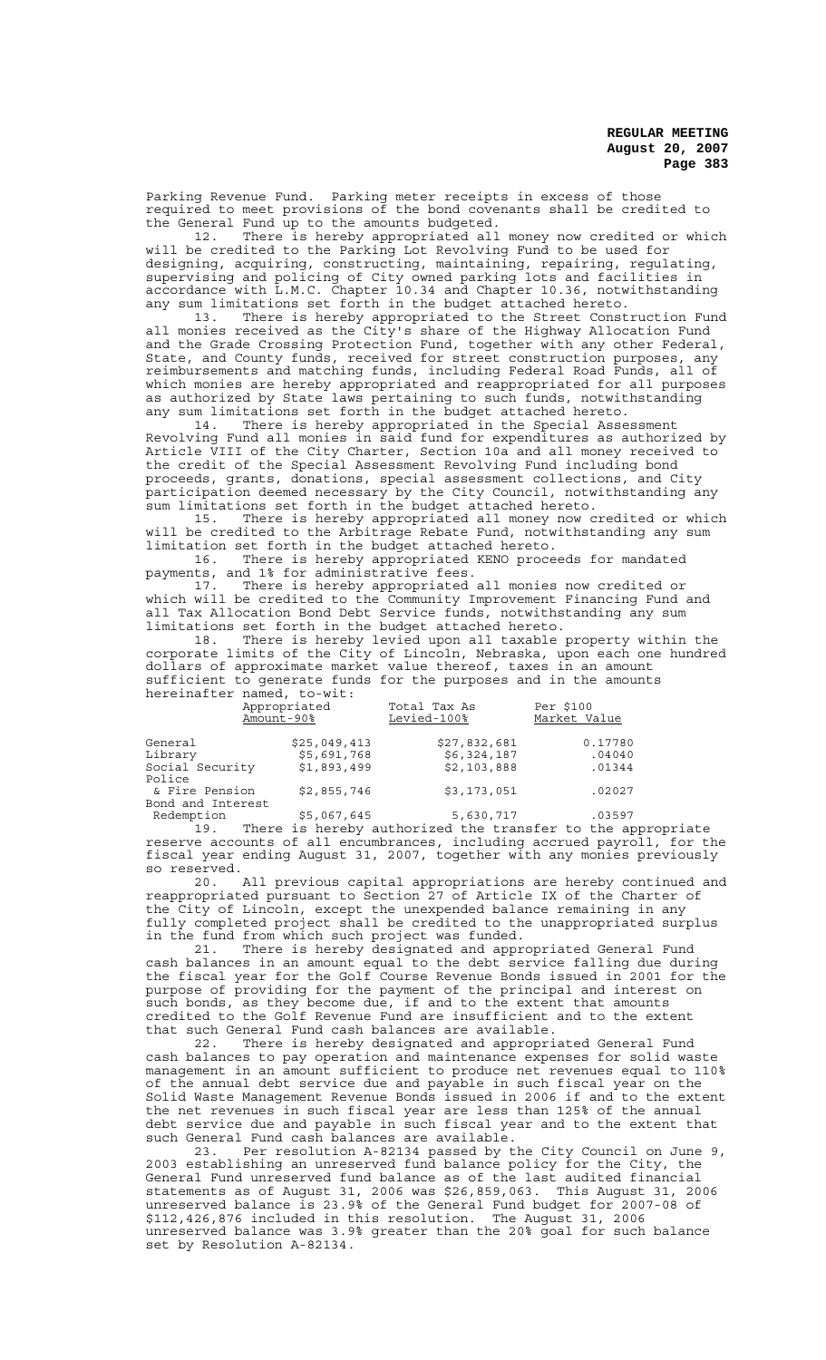Parking Revenue Fund. Parking meter receipts in excess of those required to meet provisions of the bond covenants shall be credited to the General Fund up to the amounts budgeted.

12. There is hereby appropriated all money now credited or which will be credited to the Parking Lot Revolving Fund to be used for designing, acquiring, constructing, maintaining, repairing, regulating, supervising and policing of City owned parking lots and facilities in accordance with L.M.C. Chapter 10.34 and Chapter 10.36, notwithstanding any sum limitations set forth in the budget attached hereto.

13. There is hereby appropriated to the Street Construction Fund all monies received as the City's share of the Highway Allocation Fund and the Grade Crossing Protection Fund, together with any other Federal, State, and County funds, received for street construction purposes, any reimbursements and matching funds, including Federal Road Funds, all of which monies are hereby appropriated and reappropriated for all purposes as authorized by State laws pertaining to such funds, notwithstanding any sum limitations set forth in the budget attached hereto.

14. There is hereby appropriated in the Special Assessment Revolving Fund all monies in said fund for expenditures as authorized by Article VIII of the City Charter, Section 10a and all money received to the credit of the Special Assessment Revolving Fund including bond proceeds, grants, donations, special assessment collections, and City participation deemed necessary by the City Council, notwithstanding any sum limitations set forth in the budget attached hereto.

15. There is hereby appropriated all money now credited or which will be credited to the Arbitrage Rebate Fund, notwithstanding any sum limitation set forth in the budget attached hereto.

16. There is hereby appropriated KENO proceeds for mandated payments, and 1% for administrative fees.

17. There is hereby appropriated all monies now credited or which will be credited to the Community Improvement Financing Fund and all Tax Allocation Bond Debt Service funds, notwithstanding any sum limitations set forth in the budget attached hereto.

18. There is hereby levied upon all taxable property within the corporate limits of the City of Lincoln, Nebraska, upon each one hundred dollars of approximate market value thereof, taxes in an amount sufficient to generate funds for the purposes and in the amounts hereinafter named, to-wit:

| | Appropriated Amount-90% | Total Tax As Levied-100% | Per $100 Market Value |
|---|---|---|---|
| General | $25,049,413 | $27,832,681 | 0.17780 |
| Library | $5,691,768 | $6,324,187 | .04040 |
| Social Security | $1,893,499 | $2,103,888 | .01344 |
| Police & Fire Pension | $2,855,746 | $3,173,051 | .02027 |
| Bond and Interest Redemption | $5,067,645 | 5,630,717 | .03597 |

19. There is hereby authorized the transfer to the appropriate reserve accounts of all encumbrances, including accrued payroll, for the fiscal year ending August 31, 2007, together with any monies previously so reserved.

20. All previous capital appropriations are hereby continued and reappropriated pursuant to Section 27 of Article IX of the Charter of the City of Lincoln, except the unexpended balance remaining in any fully completed project shall be credited to the unappropriated surplus in the fund from which such project was funded.

21. There is hereby designated and appropriated General Fund cash balances in an amount equal to the debt service falling due during the fiscal year for the Golf Course Revenue Bonds issued in 2001 for the purpose of providing for the payment of the principal and interest on such bonds, as they become due, if and to the extent that amounts credited to the Golf Revenue Fund are insufficient and to the extent that such General Fund cash balances are available.

22. There is hereby designated and appropriated General Fund cash balances to pay operation and maintenance expenses for solid waste management in an amount sufficient to produce net revenues equal to 110% of the annual debt service due and payable in such fiscal year on the Solid Waste Management Revenue Bonds issued in 2006 if and to the extent the net revenues in such fiscal year are less than 125% of the annual debt service due and payable in such fiscal year and to the extent that such General Fund cash balances are available.

23. Per resolution A-82134 passed by the City Council on June 9, 2003 establishing an unreserved fund balance policy for the City, the General Fund unreserved fund balance as of the last audited financial statements as of August 31, 2006 was $26,859,063. This August 31, 2006 unreserved balance is 23.9% of the General Fund budget for 2007-08 of $112,426,876 included in this resolution. The August 31, 2006 unreserved balance was 3.9% greater than the 20% goal for such balance set by Resolution A-82134.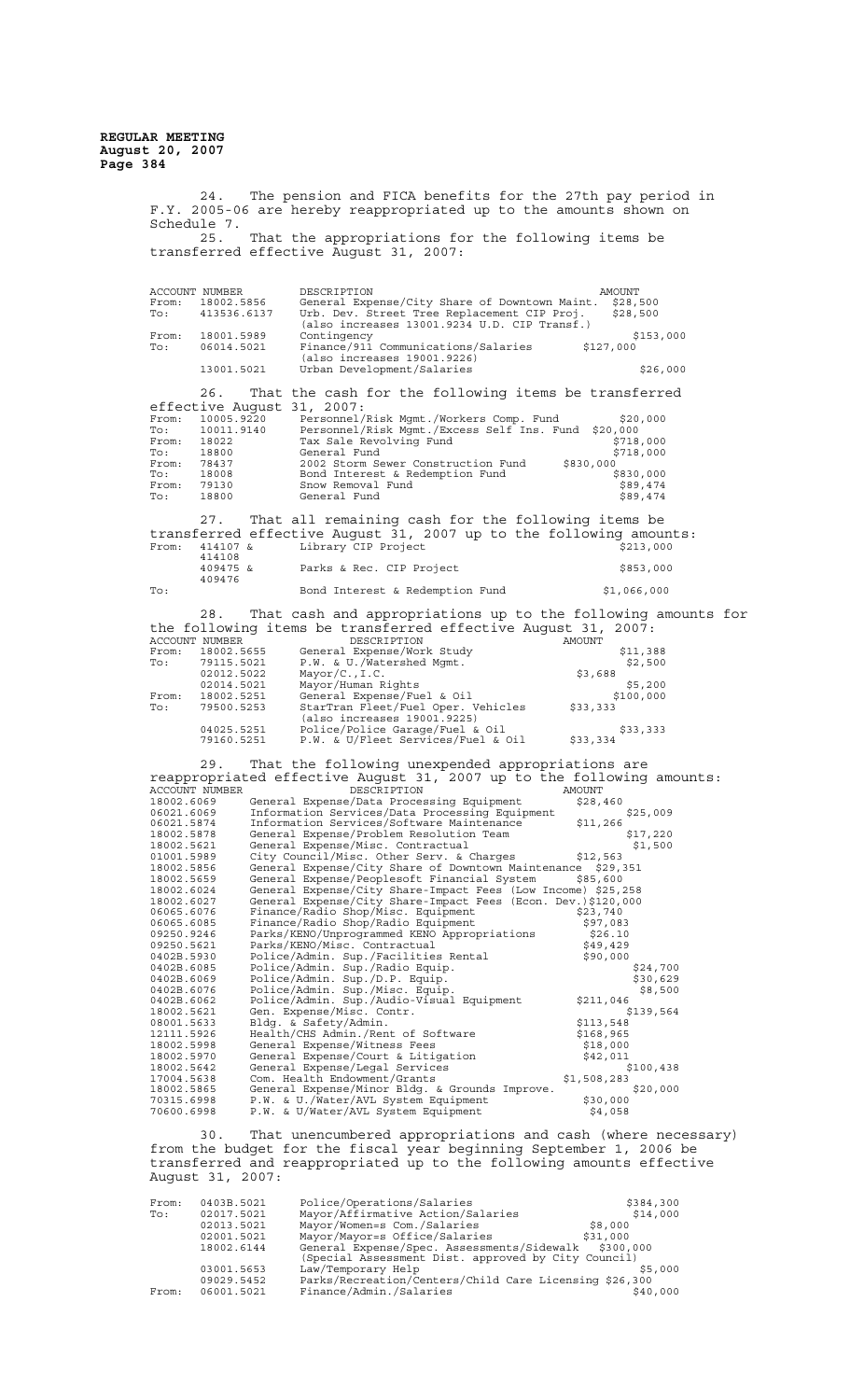**REGULAR MEETING**
**August 20, 2007**

24. The pension and FICA benefits for the 27th pay period in F.Y. 2005-06 are hereby reappropriated up to the amounts shown on Schedule 7.

25. That the appropriations for the following items be transferred effective August 31, 2007:

| | ACCOUNT NUMBER | DESCRIPTION | AMOUNT |
|---|---|---|---|
| From: | 18002.5856 | General Expense/City Share of Downtown Maint. | $28,500 |
| To: | 413536.6137 | Urb. Dev. Street Tree Replacement CIP Proj. (also increases 13001.9234 U.D. CIP Transf.) | $28,500 |
| From: | 18001.5989 | Contingency | $153,000 |
| To: | 06014.5021 | Finance/911 Communications/Salaries (also increases 19001.9226) | $127,000 |
| | 13001.5021 | Urban Development/Salaries | $26,000 |

26. That the cash for the following items be transferred effective August 31, 2007:

| | | | |
|---|---|---|---|
| From: | 10005.9220 | Personnel/Risk Mgmt./Workers Comp. Fund | $20,000 |
| To: | 10011.9140 | Personnel/Risk Mgmt./Excess Self Ins. Fund | $20,000 |
| From: | 18022 | Tax Sale Revolving Fund | $718,000 |
| To: | 18800 | General Fund | $718,000 |
| From: | 78437 | 2002 Storm Sewer Construction Fund | $830,000 |
| To: | 18008 | Bond Interest & Redemption Fund | $830,000 |
| From: | 79130 | Snow Removal Fund | $89,474 |
| To: | 18800 | General Fund | $89,474 |

27. That all remaining cash for the following items be transferred effective August 31, 2007 up to the following amounts:

| | | | |
|---|---|---|---|
| From: | 414107 & 414108 | Library CIP Project | $213,000 |
| | 409475 & 409476 | Parks & Rec. CIP Project | $853,000 |
| To: | | Bond Interest & Redemption Fund | $1,066,000 |

28. That cash and appropriations up to the following amounts for the following items be transferred effective August 31, 2007:

| | ACCOUNT NUMBER | DESCRIPTION | AMOUNT |
|---|---|---|---|
| From: | 18002.5655 | General Expense/Work Study | $11,388 |
| To: | 79115.5021 | P.W. & U./Watershed Mgmt. | $2,500 |
| | 02012.5022 | Mayor/C.,I.C. | $3,688 |
| | 02014.5021 | Mayor/Human Rights | $5,200 |
| From: | 18002.5251 | General Expense/Fuel & Oil | $100,000 |
| To: | 79500.5253 | StarTran Fleet/Fuel Oper. Vehicles (also increases 19001.9225) | $33,333 |
| | 04025.5251 | Police/Police Garage/Fuel & Oil | $33,333 |
| | 79160.5251 | P.W. & U/Fleet Services/Fuel & Oil | $33,334 |

29. That the following unexpended appropriations are reappropriated effective August 31, 2007 up to the following amounts:

| ACCOUNT NUMBER | DESCRIPTION | AMOUNT |
|---|---|---|
| 18002.6069 | General Expense/Data Processing Equipment | $28,460 |
| 06021.6069 | Information Services/Data Processing Equipment | $25,009 |
| 06021.5874 | Information Services/Software Maintenance | $11,266 |
| 18002.5878 | General Expense/Problem Resolution Team | $17,220 |
| 18002.5621 | General Expense/Misc. Contractual | $1,500 |
| 01001.5989 | City Council/Misc. Other Serv. & Charges | $12,563 |
| 18002.5856 | General Expense/City Share of Downtown Maintenance | $29,351 |
| 18002.5659 | General Expense/Peoplesoft Financial System | $85,600 |
| 18002.6024 | General Expense/City Share-Impact Fees (Low Income) | $25,258 |
| 18002.6027 | General Expense/City Share-Impact Fees (Econ. Dev.) | $120,000 |
| 06065.6076 | Finance/Radio Shop/Misc. Equipment | $23,740 |
| 06065.6085 | Finance/Radio Shop/Radio Equipment | $97,083 |
| 09250.9246 | Parks/KENO/Unprogrammed KENO Appropriations | $26.10 |
| 09250.5621 | Parks/KENO/Misc. Contractual | $49,429 |
| 0402B.5930 | Police/Admin. Sup./Facilities Rental | $90,000 |
| 0402B.6085 | Police/Admin. Sup./Radio Equip. | $24,700 |
| 0402B.6069 | Police/Admin. Sup./D.P. Equip. | $30,629 |
| 0402B.6076 | Police/Admin. Sup./Misc. Equip. | $8,500 |
| 0402B.6062 | Police/Admin. Sup./Audio-Visual Equipment | $211,046 |
| 18002.5621 | Gen. Expense/Misc. Contr. | $139,564 |
| 08001.5633 | Bldg. & Safety/Admin. | $113,548 |
| 12111.5926 | Health/CHS Admin./Rent of Software | $168,965 |
| 18002.5998 | General Expense/Witness Fees | $18,000 |
| 18002.5970 | General Expense/Court & Litigation | $42,011 |
| 18002.5642 | General Expense/Legal Services | $100,438 |
| 17004.5638 | Com. Health Endowment/Grants | $1,508,283 |
| 18002.5865 | General Expense/Minor Bldg. & Grounds Improve. | $20,000 |
| 70315.6998 | P.W. & U./Water/AVL System Equipment | $30,000 |
| 70600.6998 | P.W. & U/Water/AVL System Equipment | $4,058 |

30. That unencumbered appropriations and cash (where necessary) from the budget for the fiscal year beginning September 1, 2006 be transferred and reappropriated up to the following amounts effective August 31, 2007:

| | | | |
|---|---|---|---|
| From: | 0403B.5021 | Police/Operations/Salaries | $384,300 |
| To: | 02017.5021 | Mayor/Affirmative Action/Salaries | $14,000 |
| | 02013.5021 | Mayor/Women=s Com./Salaries | $8,000 |
| | 02001.5021 | Mayor/Mayor=s Office/Salaries | $31,000 |
| | 18002.6144 | General Expense/Spec. Assessments/Sidewalk (Special Assessment Dist. approved by City Council) | $300,000 |
| | 03001.5653 | Law/Temporary Help | $5,000 |
| | 09029.5452 | Parks/Recreation/Centers/Child Care Licensing | $26,300 |
| From: | 06001.5021 | Finance/Admin./Salaries | $40,000 |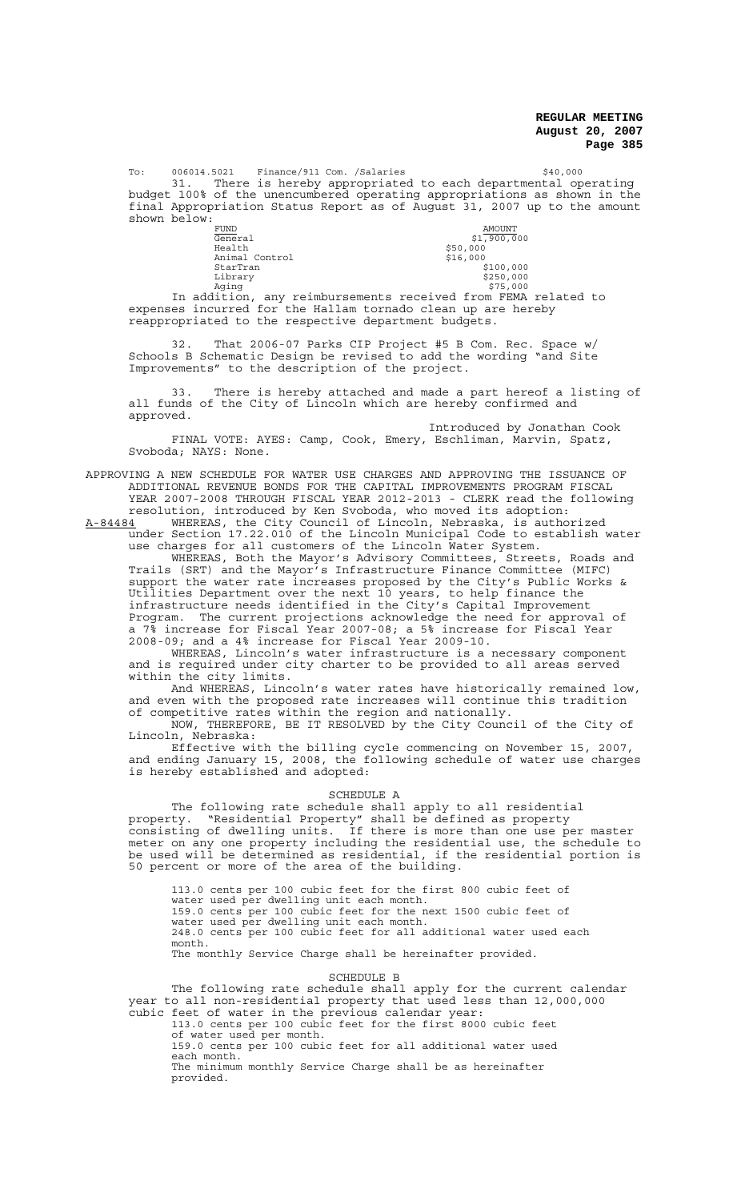To: 006014.5021 Finance/911 Com. /Salaries $40,000

31. There is hereby appropriated to each departmental operating budget 100% of the unencumbered operating appropriations as shown in the final Appropriation Status Report as of August 31, 2007 up to the amount shown below:

| FUND | AMOUNT |
|---|---|
| General | $1,900,000 |
| Health | $50,000 |
| Animal Control | $16,000 |
| StarTran | $100,000 |
| Library | $250,000 |
| Aging | $75,000 |

In addition, any reimbursements received from FEMA related to expenses incurred for the Hallam tornado clean up are hereby reappropriated to the respective department budgets.

32. That 2006-07 Parks CIP Project #5 B Com. Rec. Space w/ Schools B Schematic Design be revised to add the wording "and Site Improvements" to the description of the project.

33. There is hereby attached and made a part hereof a listing of all funds of the City of Lincoln which are hereby confirmed and approved.

Introduced by Jonathan Cook

FINAL VOTE: AYES: Camp, Cook, Emery, Eschliman, Marvin, Spatz, Svoboda; NAYS: None.

APPROVING A NEW SCHEDULE FOR WATER USE CHARGES AND APPROVING THE ISSUANCE OF ADDITIONAL REVENUE BONDS FOR THE CAPITAL IMPROVEMENTS PROGRAM FISCAL YEAR 2007-2008 THROUGH FISCAL YEAR 2012-2013 - CLERK read the following resolution, introduced by Ken Svoboda, who moved its adoption:

A-84484 WHEREAS, the City Council of Lincoln, Nebraska, is authorized under Section 17.22.010 of the Lincoln Municipal Code to establish water use charges for all customers of the Lincoln Water System.

WHEREAS, Both the Mayor's Advisory Committees, Streets, Roads and Trails (SRT) and the Mayor's Infrastructure Finance Committee (MIFC) support the water rate increases proposed by the City's Public Works & Utilities Department over the next 10 years, to help finance the infrastructure needs identified in the City's Capital Improvement Program. The current projections acknowledge the need for approval of a 7% increase for Fiscal Year 2007-08; a 5% increase for Fiscal Year 2008-09; and a 4% increase for Fiscal Year 2009-10.

WHEREAS, Lincoln's water infrastructure is a necessary component and is required under city charter to be provided to all areas served within the city limits.

And WHEREAS, Lincoln's water rates have historically remained low, and even with the proposed rate increases will continue this tradition of competitive rates within the region and nationally.

NOW, THEREFORE, BE IT RESOLVED by the City Council of the City of Lincoln, Nebraska:

Effective with the billing cycle commencing on November 15, 2007, and ending January 15, 2008, the following schedule of water use charges is hereby established and adopted:

SCHEDULE A

The following rate schedule shall apply to all residential property. "Residential Property" shall be defined as property consisting of dwelling units. If there is more than one use per master meter on any one property including the residential use, the schedule to be used will be determined as residential, if the residential portion is 50 percent or more of the area of the building.

113.0 cents per 100 cubic feet for the first 800 cubic feet of water used per dwelling unit each month.
159.0 cents per 100 cubic feet for the next 1500 cubic feet of water used per dwelling unit each month.
248.0 cents per 100 cubic feet for all additional water used each month.
The monthly Service Charge shall be hereinafter provided.

SCHEDULE B

The following rate schedule shall apply for the current calendar year to all non-residential property that used less than 12,000,000 cubic feet of water in the previous calendar year:

113.0 cents per 100 cubic feet for the first 8000 cubic feet of water used per month.
159.0 cents per 100 cubic feet for all additional water used each month.
The minimum monthly Service Charge shall be as hereinafter provided.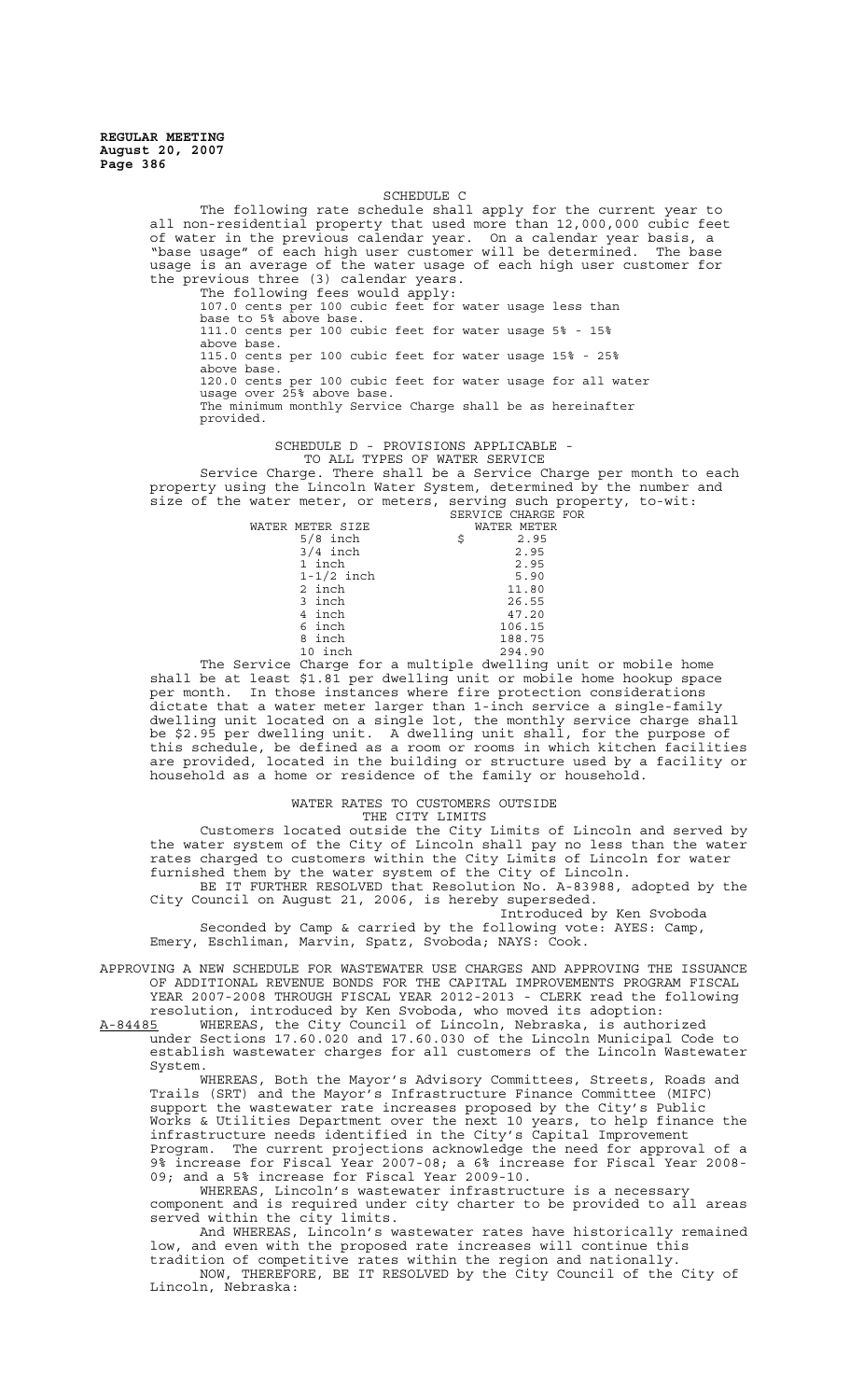SCHEDULE C

The following rate schedule shall apply for the current year to all non-residential property that used more than 12,000,000 cubic feet of water in the previous calendar year. On a calendar year basis, a "base usage" of each high user customer will be determined. The base usage is an average of the water usage of each high user customer for the previous three (3) calendar years.

The following fees would apply:

107.0 cents per 100 cubic feet for water usage less than base to 5% above base.
111.0 cents per 100 cubic feet for water usage 5% - 15% above base.
115.0 cents per 100 cubic feet for water usage 15% - 25% above base.
120.0 cents per 100 cubic feet for water usage for all water usage over 25% above base.
The minimum monthly Service Charge shall be as hereinafter provided.

SCHEDULE D - PROVISIONS APPLICABLE - TO ALL TYPES OF WATER SERVICE

Service Charge. There shall be a Service Charge per month to each property using the Lincoln Water System, determined by the number and size of the water meter, or meters, serving such property, to-wit:

| WATER METER SIZE | SERVICE CHARGE FOR WATER METER |
|---|---|
| 5/8 inch | $ 2.95 |
| 3/4 inch | 2.95 |
| 1 inch | 2.95 |
| 1-1/2 inch | 5.90 |
| 2 inch | 11.80 |
| 3 inch | 26.55 |
| 4 inch | 47.20 |
| 6 inch | 106.15 |
| 8 inch | 188.75 |
| 10 inch | 294.90 |

The Service Charge for a multiple dwelling unit or mobile home shall be at least $1.81 per dwelling unit or mobile home hookup space per month. In those instances where fire protection considerations dictate that a water meter larger than 1-inch service a single-family dwelling unit located on a single lot, the monthly service charge shall be $2.95 per dwelling unit. A dwelling unit shall, for the purpose of this schedule, be defined as a room or rooms in which kitchen facilities are provided, located in the building or structure used by a facility or household as a home or residence of the family or household.

WATER RATES TO CUSTOMERS OUTSIDE THE CITY LIMITS

Customers located outside the City Limits of Lincoln and served by the water system of the City of Lincoln shall pay no less than the water rates charged to customers within the City Limits of Lincoln for water furnished them by the water system of the City of Lincoln.

BE IT FURTHER RESOLVED that Resolution No. A-83988, adopted by the City Council on August 21, 2006, is hereby superseded.

Introduced by Ken Svoboda

Seconded by Camp & carried by the following vote: AYES: Camp, Emery, Eschliman, Marvin, Spatz, Svoboda; NAYS: Cook.

APPROVING A NEW SCHEDULE FOR WASTEWATER USE CHARGES AND APPROVING THE ISSUANCE OF ADDITIONAL REVENUE BONDS FOR THE CAPITAL IMPROVEMENTS PROGRAM FISCAL YEAR 2007-2008 THROUGH FISCAL YEAR 2012-2013 - CLERK read the following resolution, introduced by Ken Svoboda, who moved its adoption:

A-84485 WHEREAS, the City Council of Lincoln, Nebraska, is authorized under Sections 17.60.020 and 17.60.030 of the Lincoln Municipal Code to establish wastewater charges for all customers of the Lincoln Wastewater System.

WHEREAS, Both the Mayor's Advisory Committees, Streets, Roads and Trails (SRT) and the Mayor's Infrastructure Finance Committee (MIFC) support the wastewater rate increases proposed by the City's Public Works & Utilities Department over the next 10 years, to help finance the infrastructure needs identified in the City's Capital Improvement Program. The current projections acknowledge the need for approval of a 9% increase for Fiscal Year 2007-08; a 6% increase for Fiscal Year 2008-09; and a 5% increase for Fiscal Year 2009-10.

WHEREAS, Lincoln's wastewater infrastructure is a necessary component and is required under city charter to be provided to all areas served within the city limits.

And WHEREAS, Lincoln's wastewater rates have historically remained low, and even with the proposed rate increases will continue this tradition of competitive rates within the region and nationally.

NOW, THEREFORE, BE IT RESOLVED by the City Council of the City of Lincoln, Nebraska: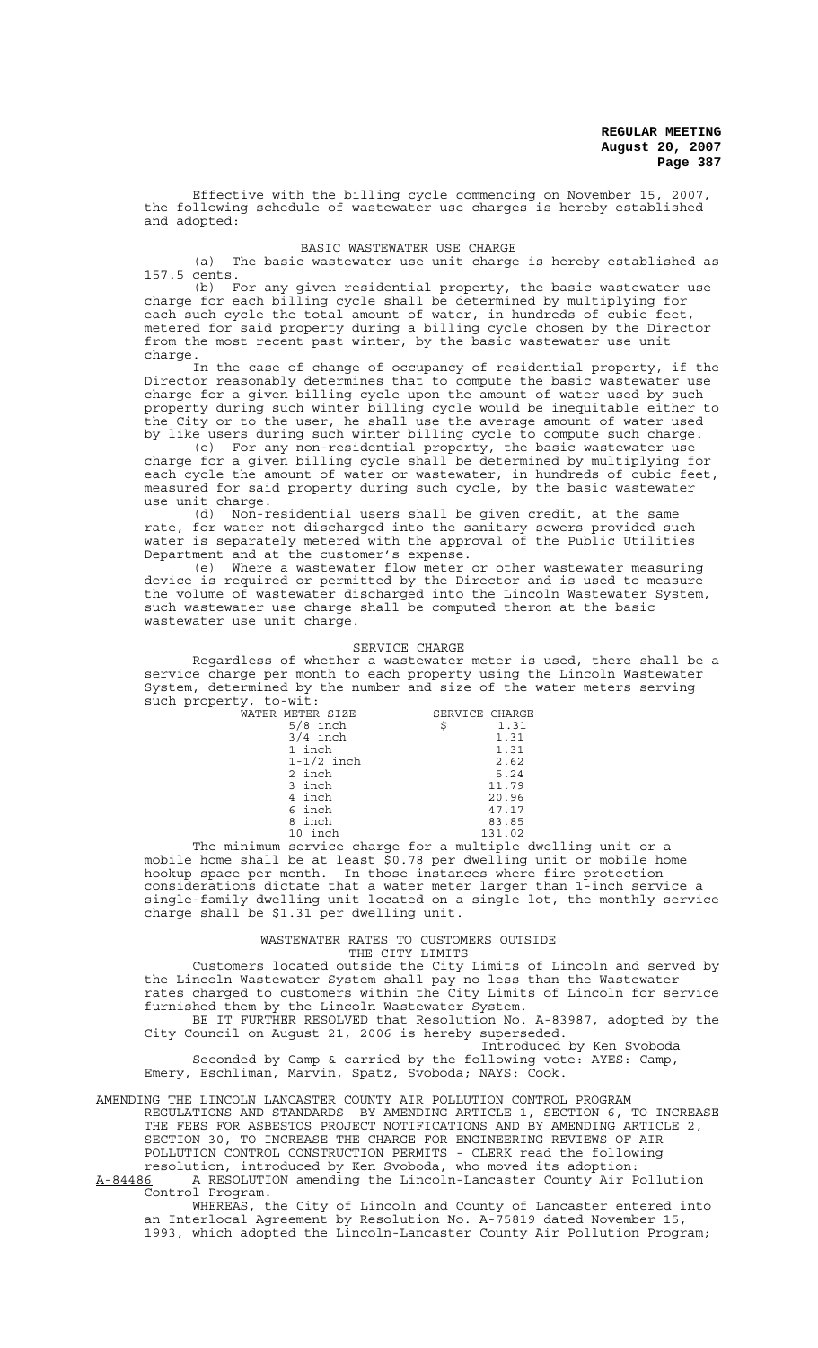Effective with the billing cycle commencing on November 15, 2007, the following schedule of wastewater use charges is hereby established and adopted:

BASIC WASTEWATER USE CHARGE

(a) The basic wastewater use unit charge is hereby established as 157.5 cents.

(b) For any given residential property, the basic wastewater use charge for each billing cycle shall be determined by multiplying for each such cycle the total amount of water, in hundreds of cubic feet, metered for said property during a billing cycle chosen by the Director from the most recent past winter, by the basic wastewater use unit charge.

In the case of change of occupancy of residential property, if the Director reasonably determines that to compute the basic wastewater use charge for a given billing cycle upon the amount of water used by such property during such winter billing cycle would be inequitable either to the City or to the user, he shall use the average amount of water used by like users during such winter billing cycle to compute such charge.

(c) For any non-residential property, the basic wastewater use charge for a given billing cycle shall be determined by multiplying for each cycle the amount of water or wastewater, in hundreds of cubic feet, measured for said property during such cycle, by the basic wastewater use unit charge.

(d) Non-residential users shall be given credit, at the same rate, for water not discharged into the sanitary sewers provided such water is separately metered with the approval of the Public Utilities Department and at the customer's expense.

(e) Where a wastewater flow meter or other wastewater measuring device is required or permitted by the Director and is used to measure the volume of wastewater discharged into the Lincoln Wastewater System, such wastewater use charge shall be computed theron at the basic wastewater use unit charge.

SERVICE CHARGE

Regardless of whether a wastewater meter is used, there shall be a service charge per month to each property using the Lincoln Wastewater System, determined by the number and size of the water meters serving such property, to-wit:

| WATER METER SIZE | SERVICE CHARGE |
|---|---|
| 5/8 inch | $ 1.31 |
| 3/4 inch | 1.31 |
| 1 inch | 1.31 |
| 1-1/2 inch | 2.62 |
| 2 inch | 5.24 |
| 3 inch | 11.79 |
| 4 inch | 20.96 |
| 6 inch | 47.17 |
| 8 inch | 83.85 |
| 10 inch | 131.02 |

The minimum service charge for a multiple dwelling unit or a mobile home shall be at least $0.78 per dwelling unit or mobile home hookup space per month. In those instances where fire protection considerations dictate that a water meter larger than 1-inch service a single-family dwelling unit located on a single lot, the monthly service charge shall be $1.31 per dwelling unit.

WASTEWATER RATES TO CUSTOMERS OUTSIDE THE CITY LIMITS

Customers located outside the City Limits of Lincoln and served by the Lincoln Wastewater System shall pay no less than the Wastewater rates charged to customers within the City Limits of Lincoln for service furnished them by the Lincoln Wastewater System.

BE IT FURTHER RESOLVED that Resolution No. A-83987, adopted by the City Council on August 21, 2006 is hereby superseded.

Introduced by Ken Svoboda

Seconded by Camp & carried by the following vote: AYES: Camp, Emery, Eschliman, Marvin, Spatz, Svoboda; NAYS: Cook.

AMENDING THE LINCOLN LANCASTER COUNTY AIR POLLUTION CONTROL PROGRAM REGULATIONS AND STANDARDS BY AMENDING ARTICLE 1, SECTION 6, TO INCREASE THE FEES FOR ASBESTOS PROJECT NOTIFICATIONS AND BY AMENDING ARTICLE 2, SECTION 30, TO INCREASE THE CHARGE FOR ENGINEERING REVIEWS OF AIR POLLUTION CONTROL CONSTRUCTION PERMITS - CLERK read the following resolution, introduced by Ken Svoboda, who moved its adoption:

A-84486 A RESOLUTION amending the Lincoln-Lancaster County Air Pollution Control Program.

WHEREAS, the City of Lincoln and County of Lancaster entered into an Interlocal Agreement by Resolution No. A-75819 dated November 15, 1993, which adopted the Lincoln-Lancaster County Air Pollution Program;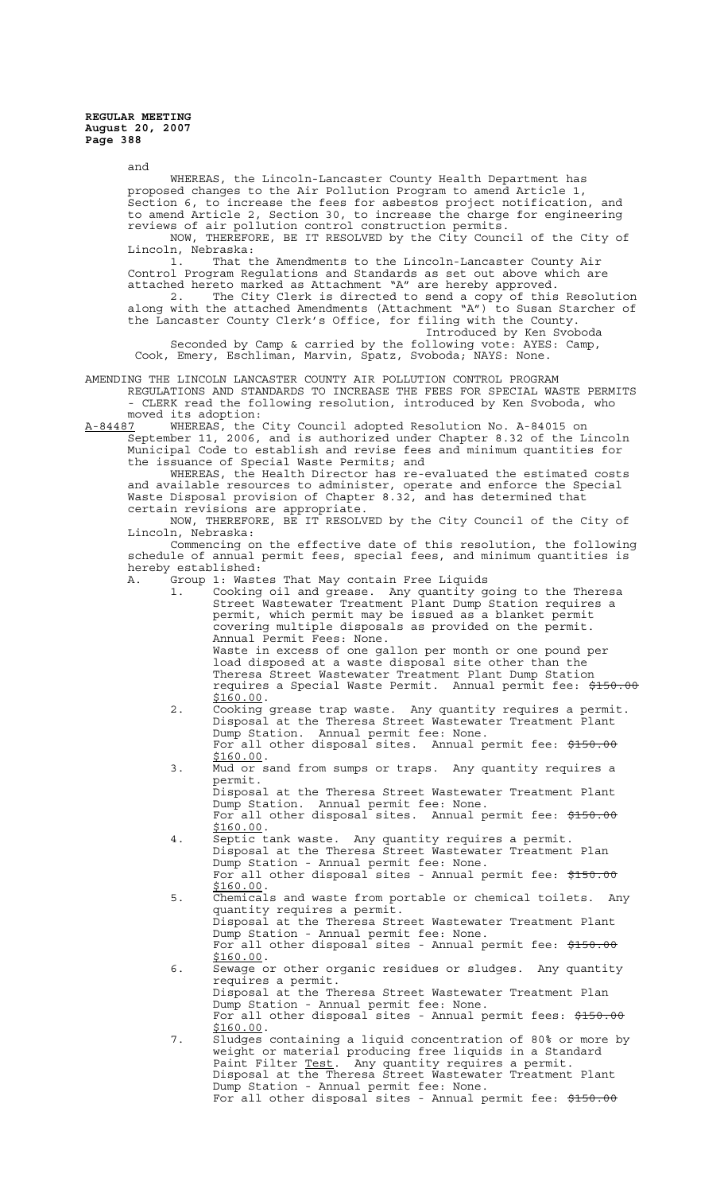and

WHEREAS, the Lincoln-Lancaster County Health Department has proposed changes to the Air Pollution Program to amend Article 1, Section 6, to increase the fees for asbestos project notification, and to amend Article 2, Section 30, to increase the charge for engineering reviews of air pollution control construction permits.

NOW, THEREFORE, BE IT RESOLVED by the City Council of the City of Lincoln, Nebraska:

1. That the Amendments to the Lincoln-Lancaster County Air Control Program Regulations and Standards as set out above which are attached hereto marked as Attachment "A" are hereby approved.

2. The City Clerk is directed to send a copy of this Resolution along with the attached Amendments (Attachment "A") to Susan Starcher of the Lancaster County Clerk's Office, for filing with the County.

Introduced by Ken Svoboda

Seconded by Camp & carried by the following vote: AYES: Camp, Cook, Emery, Eschliman, Marvin, Spatz, Svoboda; NAYS: None.

AMENDING THE LINCOLN LANCASTER COUNTY AIR POLLUTION CONTROL PROGRAM REGULATIONS AND STANDARDS TO INCREASE THE FEES FOR SPECIAL WASTE PERMITS - CLERK read the following resolution, introduced by Ken Svoboda, who moved its adoption:

A-84487 WHEREAS, the City Council adopted Resolution No. A-84015 on September 11, 2006, and is authorized under Chapter 8.32 of the Lincoln Municipal Code to establish and revise fees and minimum quantities for the issuance of Special Waste Permits; and

WHEREAS, the Health Director has re-evaluated the estimated costs and available resources to administer, operate and enforce the Special Waste Disposal provision of Chapter 8.32, and has determined that certain revisions are appropriate.

NOW, THEREFORE, BE IT RESOLVED by the City Council of the City of Lincoln, Nebraska:

Commencing on the effective date of this resolution, the following schedule of annual permit fees, special fees, and minimum quantities is hereby established:

A. Group 1: Wastes That May contain Free Liquids

1. Cooking oil and grease. Any quantity going to the Theresa Street Wastewater Treatment Plant Dump Station requires a permit, which permit may be issued as a blanket permit covering multiple disposals as provided on the permit. Annual Permit Fees: None.
   Waste in excess of one gallon per month or one pound per load disposed at a waste disposal site other than the Theresa Street Wastewater Treatment Plant Dump Station requires a Special Waste Permit. Annual permit fee: ~~$150.00~~ $160.00.

2. Cooking grease trap waste. Any quantity requires a permit.
   Disposal at the Theresa Street Wastewater Treatment Plant Dump Station. Annual permit fee: None.
   For all other disposal sites. Annual permit fee: ~~$150.00~~ $160.00.

3. Mud or sand from sumps or traps. Any quantity requires a permit.
   Disposal at the Theresa Street Wastewater Treatment Plant Dump Station. Annual permit fee: None.
   For all other disposal sites. Annual permit fee: ~~$150.00~~ $160.00.

4. Septic tank waste. Any quantity requires a permit.
   Disposal at the Theresa Street Wastewater Treatment Plan Dump Station - Annual permit fee: None.
   For all other disposal sites - Annual permit fee: ~~$150.00~~ $160.00.

5. Chemicals and waste from portable or chemical toilets. Any quantity requires a permit.
   Disposal at the Theresa Street Wastewater Treatment Plant Dump Station - Annual permit fee: None.
   For all other disposal sites - Annual permit fee: ~~$150.00~~ $160.00.

6. Sewage or other organic residues or sludges. Any quantity requires a permit.
   Disposal at the Theresa Street Wastewater Treatment Plan Dump Station - Annual permit fee: None.
   For all other disposal sites - Annual permit fees: ~~$150.00~~ $160.00.

7. Sludges containing a liquid concentration of 80% or more by weight or material producing free liquids in a Standard Paint Filter Test. Any quantity requires a permit.
   Disposal at the Theresa Street Wastewater Treatment Plant Dump Station - Annual permit fee: None.
   For all other disposal sites - Annual permit fee: ~~$150.00~~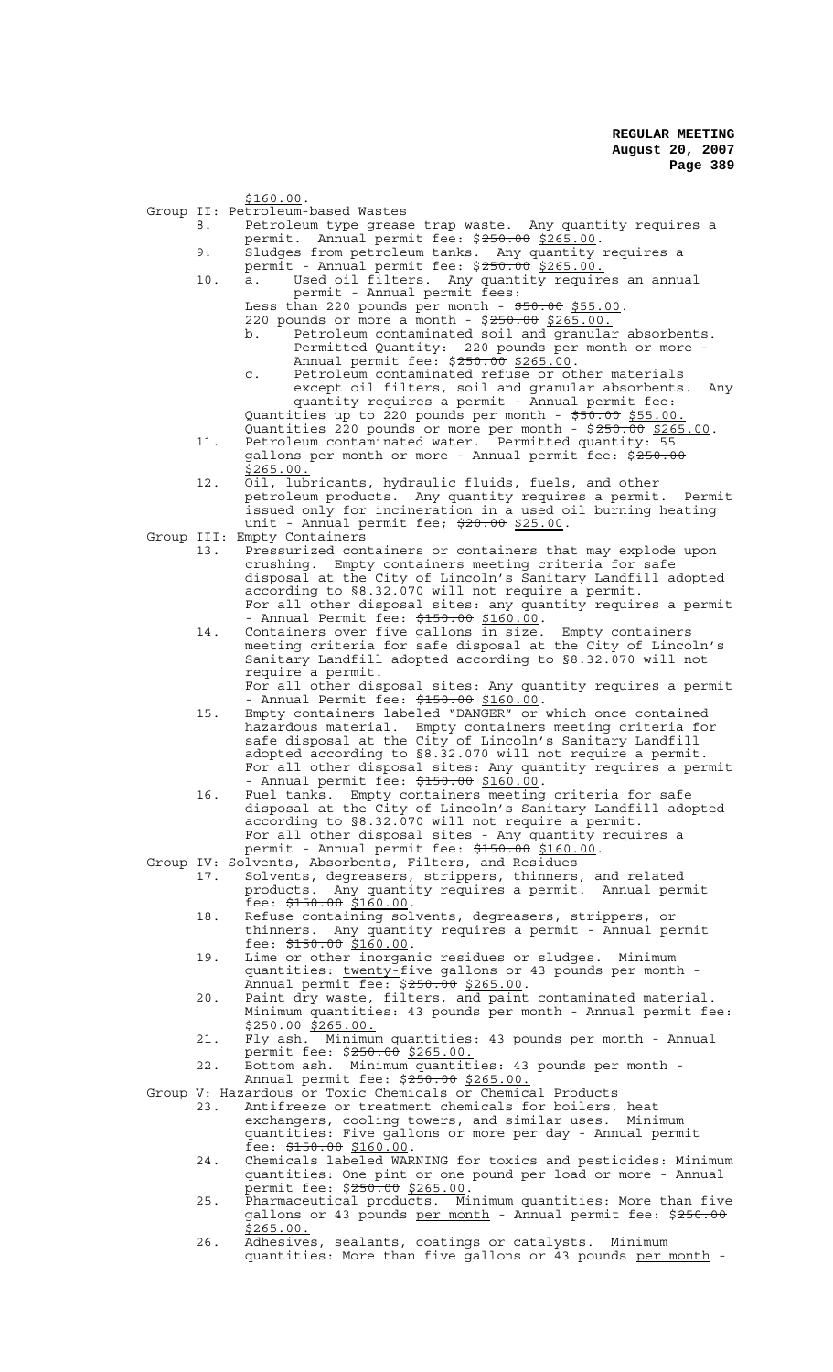$160.00.

Group II: Petroleum-based Wastes

8. Petroleum type grease trap waste. Any quantity requires a permit. Annual permit fee: ~~$250.00~~ $265.00.

9. Sludges from petroleum tanks. Any quantity requires a permit - Annual permit fee: ~~$250.00~~ $265.00.

10. a. Used oil filters. Any quantity requires an annual permit - Annual permit fees:
    Less than 220 pounds per month - ~~$50.00~~ $55.00.
    220 pounds or more a month - ~~$250.00~~ $265.00.

    b. Petroleum contaminated soil and granular absorbents. Permitted Quantity: 220 pounds per month or more - Annual permit fee: ~~$250.00~~ $265.00.

    c. Petroleum contaminated refuse or other materials except oil filters, soil and granular absorbents. Any quantity requires a permit - Annual permit fee:
    Quantities up to 220 pounds per month - ~~$50.00~~ $55.00.
    Quantities 220 pounds or more per month - ~~$250.00~~ $265.00.

11. Petroleum contaminated water. Permitted quantity: 55 gallons per month or more - Annual permit fee: ~~$250.00~~ $265.00.

12. Oil, lubricants, hydraulic fluids, fuels, and other petroleum products. Any quantity requires a permit. Permit issued only for incineration in a used oil burning heating unit - Annual permit fee; ~~$20.00~~ $25.00.

Group III: Empty Containers

13. Pressurized containers or containers that may explode upon crushing. Empty containers meeting criteria for safe disposal at the City of Lincoln's Sanitary Landfill adopted according to §8.32.070 will not require a permit.
    For all other disposal sites: any quantity requires a permit - Annual Permit fee: ~~$150.00~~ $160.00.

14. Containers over five gallons in size. Empty containers meeting criteria for safe disposal at the City of Lincoln's Sanitary Landfill adopted according to §8.32.070 will not require a permit.
    For all other disposal sites: Any quantity requires a permit - Annual Permit fee: ~~$150.00~~ $160.00.

15. Empty containers labeled "DANGER" or which once contained hazardous material. Empty containers meeting criteria for safe disposal at the City of Lincoln's Sanitary Landfill adopted according to §8.32.070 will not require a permit.
    For all other disposal sites: Any quantity requires a permit - Annual permit fee: ~~$150.00~~ $160.00.

16. Fuel tanks. Empty containers meeting criteria for safe disposal at the City of Lincoln's Sanitary Landfill adopted according to §8.32.070 will not require a permit.
    For all other disposal sites - Any quantity requires a permit - Annual permit fee: ~~$150.00~~ $160.00.

Group IV: Solvents, Absorbents, Filters, and Residues

17. Solvents, degreasers, strippers, thinners, and related products. Any quantity requires a permit. Annual permit fee: ~~$150.00~~ $160.00.

18. Refuse containing solvents, degreasers, strippers, or thinners. Any quantity requires a permit - Annual permit fee: ~~$150.00~~ $160.00.

19. Lime or other inorganic residues or sludges. Minimum quantities: twenty-five gallons or 43 pounds per month - Annual permit fee: ~~$250.00~~ $265.00.

20. Paint dry waste, filters, and paint contaminated material. Minimum quantities: 43 pounds per month - Annual permit fee: ~~$250.00~~ $265.00.

21. Fly ash. Minimum quantities: 43 pounds per month - Annual permit fee: ~~$250.00~~ $265.00.

22. Bottom ash. Minimum quantities: 43 pounds per month - Annual permit fee: ~~$250.00~~ $265.00.

Group V: Hazardous or Toxic Chemicals or Chemical Products

23. Antifreeze or treatment chemicals for boilers, heat exchangers, cooling towers, and similar uses. Minimum quantities: Five gallons or more per day - Annual permit fee: ~~$150.00~~ $160.00.

24. Chemicals labeled WARNING for toxics and pesticides: Minimum quantities: One pint or one pound per load or more - Annual permit fee: ~~$250.00~~ $265.00.

25. Pharmaceutical products. Minimum quantities: More than five gallons or 43 pounds per month - Annual permit fee: ~~$250.00~~ $265.00.

26. Adhesives, sealants, coatings or catalysts. Minimum quantities: More than five gallons or 43 pounds per month -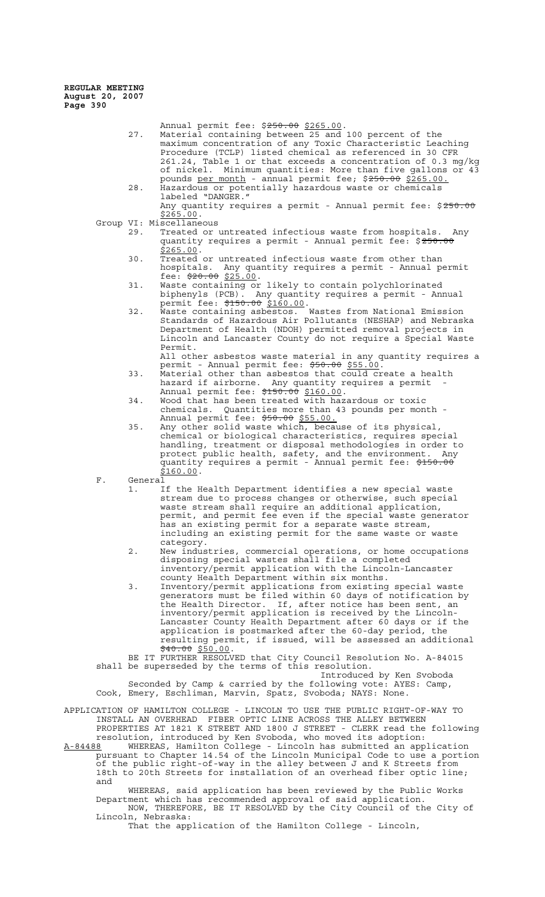Annual permit fee: ~~$250.00~~ $265.00.

27. Material containing between 25 and 100 percent of the maximum concentration of any Toxic Characteristic Leaching Procedure (TCLP) listed chemical as referenced in 30 CFR 261.24, Table 1 or that exceeds a concentration of 0.3 mg/kg of nickel. Minimum quantities: More than five gallons or 43 pounds per month - annual permit fee; ~~$250.00~~ $265.00.
28. Hazardous or potentially hazardous waste or chemicals labeled "DANGER."
Any quantity requires a permit - Annual permit fee: ~~$250.00~~ $265.00.

Group VI: Miscellaneous

29. Treated or untreated infectious waste from hospitals. Any quantity requires a permit - Annual permit fee: ~~$250.00~~ $265.00.
30. Treated or untreated infectious waste from other than hospitals. Any quantity requires a permit - Annual permit fee: ~~$20.00~~ $25.00.
31. Waste containing or likely to contain polychlorinated biphenyls (PCB). Any quantity requires a permit - Annual permit fee: ~~$150.00~~ $160.00.
32. Waste containing asbestos. Wastes from National Emission Standards of Hazardous Air Pollutants (NESHAP) and Nebraska Department of Health (NDOH) permitted removal projects in Lincoln and Lancaster County do not require a Special Waste Permit.
All other asbestos waste material in any quantity requires a permit - Annual permit fee: ~~$50.00~~ $55.00.
33. Material other than asbestos that could create a health hazard if airborne. Any quantity requires a permit - Annual permit fee: ~~$150.00~~ $160.00.
34. Wood that has been treated with hazardous or toxic chemicals. Quantities more than 43 pounds per month - Annual permit fee: ~~$50.00~~ $55.00.
35. Any other solid waste which, because of its physical, chemical or biological characteristics, requires special handling, treatment or disposal methodologies in order to protect public health, safety, and the environment. Any quantity requires a permit - Annual permit fee: ~~$150.00~~ $160.00.

F. General

1. If the Health Department identifies a new special waste stream due to process changes or otherwise, such special waste stream shall require an additional application, permit, and permit fee even if the special waste generator has an existing permit for a separate waste stream, including an existing permit for the same waste or waste category.
2. New industries, commercial operations, or home occupations disposing special wastes shall file a completed inventory/permit application with the Lincoln-Lancaster county Health Department within six months.
3. Inventory/permit applications from existing special waste generators must be filed within 60 days of notification by the Health Director. If, after notice has been sent, an inventory/permit application is received by the Lincoln-Lancaster County Health Department after 60 days or if the application is postmarked after the 60-day period, the resulting permit, if issued, will be assessed an additional ~~$40.00~~ $50.00.

BE IT FURTHER RESOLVED that City Council Resolution No. A-84015 shall be superseded by the terms of this resolution.

Introduced by Ken Svoboda

Seconded by Camp & carried by the following vote: AYES: Camp, Cook, Emery, Eschliman, Marvin, Spatz, Svoboda; NAYS: None.

APPLICATION OF HAMILTON COLLEGE - LINCOLN TO USE THE PUBLIC RIGHT-OF-WAY TO INSTALL AN OVERHEAD FIBER OPTIC LINE ACROSS THE ALLEY BETWEEN PROPERTIES AT 1821 K STREET AND 1800 J STREET - CLERK read the following resolution, introduced by Ken Svoboda, who moved its adoption:

A-84488 WHEREAS, Hamilton College - Lincoln has submitted an application pursuant to Chapter 14.54 of the Lincoln Municipal Code to use a portion of the public right-of-way in the alley between J and K Streets from 18th to 20th Streets for installation of an overhead fiber optic line; and

WHEREAS, said application has been reviewed by the Public Works Department which has recommended approval of said application.

NOW, THEREFORE, BE IT RESOLVED by the City Council of the City of Lincoln, Nebraska:

That the application of the Hamilton College - Lincoln,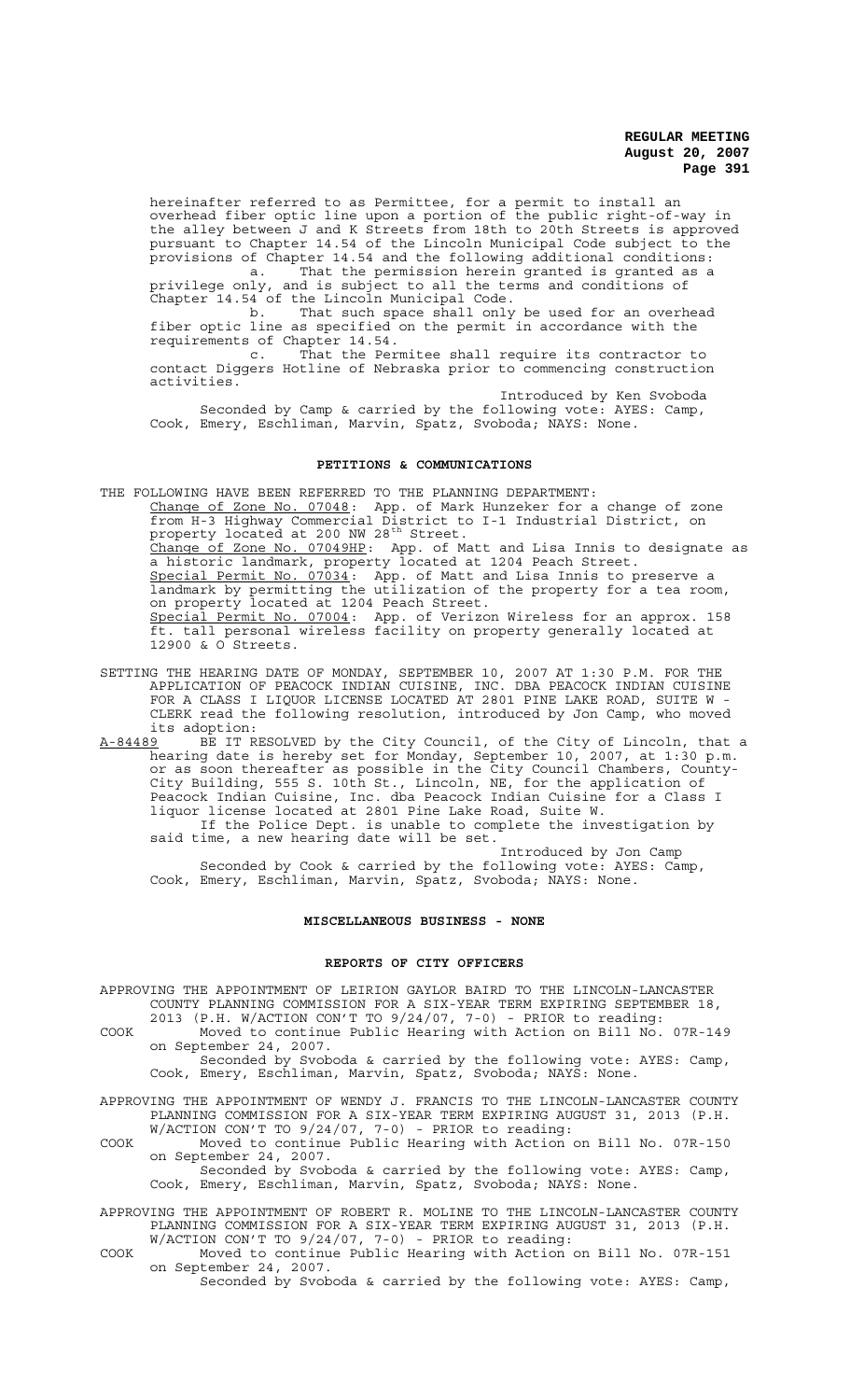hereinafter referred to as Permittee, for a permit to install an overhead fiber optic line upon a portion of the public right-of-way in the alley between J and K Streets from 18th to 20th Streets is approved pursuant to Chapter 14.54 of the Lincoln Municipal Code subject to the provisions of Chapter 14.54 and the following additional conditions:

a. That the permission herein granted is granted as a privilege only, and is subject to all the terms and conditions of Chapter 14.54 of the Lincoln Municipal Code.

b. That such space shall only be used for an overhead fiber optic line as specified on the permit in accordance with the requirements of Chapter 14.54.

c. That the Permitee shall require its contractor to contact Diggers Hotline of Nebraska prior to commencing construction activities.

Introduced by Ken Svoboda

Seconded by Camp & carried by the following vote: AYES: Camp, Cook, Emery, Eschliman, Marvin, Spatz, Svoboda; NAYS: None.

## PETITIONS & COMMUNICATIONS

THE FOLLOWING HAVE BEEN REFERRED TO THE PLANNING DEPARTMENT:

Change of Zone No. 07048: App. of Mark Hunzeker for a change of zone from H-3 Highway Commercial District to I-1 Industrial District, on property located at 200 NW 28th Street.

Change of Zone No. 07049HP: App. of Matt and Lisa Innis to designate as a historic landmark, property located at 1204 Peach Street.

Special Permit No. 07034: App. of Matt and Lisa Innis to preserve a landmark by permitting the utilization of the property for a tea room, on property located at 1204 Peach Street.

Special Permit No. 07004: App. of Verizon Wireless for an approx. 158 ft. tall personal wireless facility on property generally located at 12900 & O Streets.

SETTING THE HEARING DATE OF MONDAY, SEPTEMBER 10, 2007 AT 1:30 P.M. FOR THE APPLICATION OF PEACOCK INDIAN CUISINE, INC. DBA PEACOCK INDIAN CUISINE FOR A CLASS I LIQUOR LICENSE LOCATED AT 2801 PINE LAKE ROAD, SUITE W - CLERK read the following resolution, introduced by Jon Camp, who moved its adoption:

A-84489 BE IT RESOLVED by the City Council, of the City of Lincoln, that a hearing date is hereby set for Monday, September 10, 2007, at 1:30 p.m. or as soon thereafter as possible in the City Council Chambers, County-City Building, 555 S. 10th St., Lincoln, NE, for the application of Peacock Indian Cuisine, Inc. dba Peacock Indian Cuisine for a Class I liquor license located at 2801 Pine Lake Road, Suite W.

If the Police Dept. is unable to complete the investigation by said time, a new hearing date will be set.

Introduced by Jon Camp

Seconded by Cook & carried by the following vote: AYES: Camp, Cook, Emery, Eschliman, Marvin, Spatz, Svoboda; NAYS: None.

## MISCELLANEOUS BUSINESS - NONE

## REPORTS OF CITY OFFICERS

APPROVING THE APPOINTMENT OF LEIRION GAYLOR BAIRD TO THE LINCOLN-LANCASTER COUNTY PLANNING COMMISSION FOR A SIX-YEAR TERM EXPIRING SEPTEMBER 18, 2013 (P.H. W/ACTION CON'T TO 9/24/07, 7-0) - PRIOR to reading:

COOK Moved to continue Public Hearing with Action on Bill No. 07R-149 on September 24, 2007.

Seconded by Svoboda & carried by the following vote: AYES: Camp, Cook, Emery, Eschliman, Marvin, Spatz, Svoboda; NAYS: None.

APPROVING THE APPOINTMENT OF WENDY J. FRANCIS TO THE LINCOLN-LANCASTER COUNTY PLANNING COMMISSION FOR A SIX-YEAR TERM EXPIRING AUGUST 31, 2013 (P.H. W/ACTION CON'T TO 9/24/07, 7-0) - PRIOR to reading:

COOK Moved to continue Public Hearing with Action on Bill No. 07R-150 on September 24, 2007.

Seconded by Svoboda & carried by the following vote: AYES: Camp, Cook, Emery, Eschliman, Marvin, Spatz, Svoboda; NAYS: None.

APPROVING THE APPOINTMENT OF ROBERT R. MOLINE TO THE LINCOLN-LANCASTER COUNTY PLANNING COMMISSION FOR A SIX-YEAR TERM EXPIRING AUGUST 31, 2013 (P.H. W/ACTION CON'T TO 9/24/07, 7-0) - PRIOR to reading:

COOK Moved to continue Public Hearing with Action on Bill No. 07R-151 on September 24, 2007.

Seconded by Svoboda & carried by the following vote: AYES: Camp,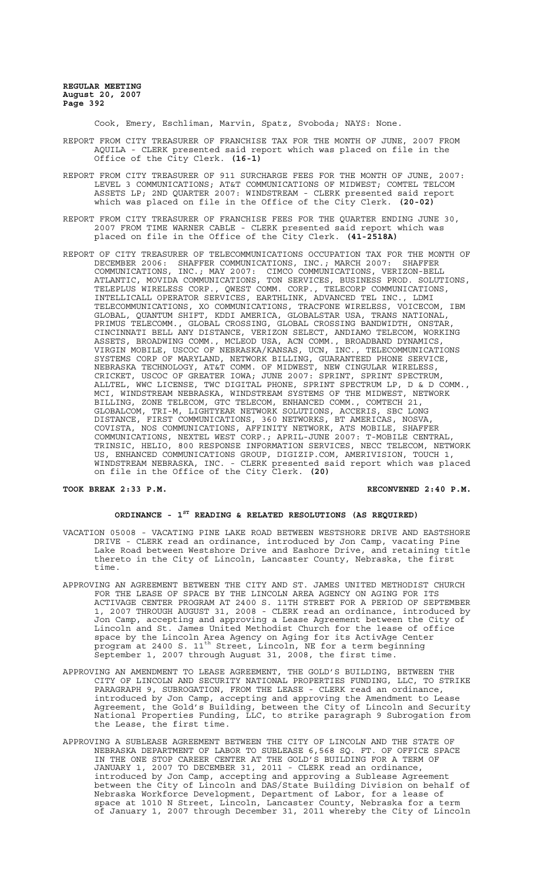Cook, Emery, Eschliman, Marvin, Spatz, Svoboda; NAYS: None.

REPORT FROM CITY TREASURER OF FRANCHISE TAX FOR THE MONTH OF JUNE, 2007 FROM AQUILA - CLERK presented said report which was placed on file in the Office of the City Clerk. **(16-1)**

REPORT FROM CITY TREASURER OF 911 SURCHARGE FEES FOR THE MONTH OF JUNE, 2007: LEVEL 3 COMMUNICATIONS; AT&T COMMUNICATIONS OF MIDWEST; COMTEL TELCOM ASSETS LP; 2ND QUARTER 2007: WINDSTREAM - CLERK presented said report which was placed on file in the Office of the City Clerk. **(20-02)**

REPORT FROM CITY TREASURER OF FRANCHISE FEES FOR THE QUARTER ENDING JUNE 30, 2007 FROM TIME WARNER CABLE - CLERK presented said report which was placed on file in the Office of the City Clerk. **(41-2518A)**

REPORT OF CITY TREASURER OF TELECOMMUNICATIONS OCCUPATION TAX FOR THE MONTH OF DECEMBER 2006: SHAFFER COMMUNICATIONS, INC.; MARCH 2007: SHAFFER COMMUNICATIONS, INC.; MAY 2007: CIMCO COMMUNICATIONS, VERIZON-BELL ATLANTIC, MOVIDA COMMUNICATIONS, TON SERVICES, BUSINESS PROD. SOLUTIONS, TELEPLUS WIRELESS CORP., QWEST COMM. CORP., TELECORP COMMUNICATIONS, INTELLICALL OPERATOR SERVICES, EARTHLINK, ADVANCED TEL INC., LDMI TELECOMMUNICATIONS, XO COMMUNICATIONS, TRACFONE WIRELESS, VOICECOM, IBM GLOBAL, QUANTUM SHIFT, KDDI AMERICA, GLOBALSTAR USA, TRANS NATIONAL, PRIMUS TELECOMM., GLOBAL CROSSING, GLOBAL CROSSING BANDWIDTH, ONSTAR, CINCINNATI BELL ANY DISTANCE, VERIZON SELECT, ANDIAMO TELECOM, WORKING ASSETS, BROADWING COMM., MCLEOD USA, ACN COMM., BROADBAND DYNAMICS, VIRGIN MOBILE, USCOC OF NEBRASKA/KANSAS, UCN, INC., TELECOMMUNICATIONS SYSTEMS CORP OF MARYLAND, NETWORK BILLING, GUARANTEED PHONE SERVICE, NEBRASKA TECHNOLOGY, AT&T COMM. OF MIDWEST, NEW CINGULAR WIRELESS, CRICKET, USCOC OF GREATER IOWA; JUNE 2007: SPRINT, SPRINT SPECTRUM, ALLTEL, WWC LICENSE, TWC DIGITAL PHONE, SPRINT SPECTRUM LP, D & D COMM., MCI, WINDSTREAM NEBRASKA, WINDSTREAM SYSTEMS OF THE MIDWEST, NETWORK BILLING, ZONE TELECOM, GTC TELECOM, ENHANCED COMM., COMTECH 21, GLOBALCOM, TRI-M, LIGHTYEAR NETWORK SOLUTIONS, ACCERIS, SBC LONG DISTANCE, FIRST COMMUNICATIONS, 360 NETWORKS, BT AMERICAS, NOSVA, COVISTA, NOS COMMUNICATIONS, AFFINITY NETWORK, ATS MOBILE, SHAFFER COMMUNICATIONS, NEXTEL WEST CORP.; APRIL-JUNE 2007: T-MOBILE CENTRAL, TRINSIC, HELIO, 800 RESPONSE INFORMATION SERVICES, NECC TELECOM, NETWORK US, ENHANCED COMMUNICATIONS GROUP, DIGIZIP.COM, AMERIVISION, TOUCH 1, WINDSTREAM NEBRASKA, INC. - CLERK presented said report which was placed on file in the Office of the City Clerk. **(20)**

**TOOK BREAK 2:33 P.M. RECONVENED 2:40 P.M.**

## ORDINANCE - 1ST READING & RELATED RESOLUTIONS (AS REQUIRED)

VACATION 05008 - VACATING PINE LAKE ROAD BETWEEN WESTSHORE DRIVE AND EASTSHORE DRIVE - CLERK read an ordinance, introduced by Jon Camp, vacating Pine Lake Road between Westshore Drive and Eashore Drive, and retaining title thereto in the City of Lincoln, Lancaster County, Nebraska, the first time.

APPROVING AN AGREEMENT BETWEEN THE CITY AND ST. JAMES UNITED METHODIST CHURCH FOR THE LEASE OF SPACE BY THE LINCOLN AREA AGENCY ON AGING FOR ITS ACTIVAGE CENTER PROGRAM AT 2400 S. 11TH STREET FOR A PERIOD OF SEPTEMBER 1, 2007 THROUGH AUGUST 31, 2008 - CLERK read an ordinance, introduced by Jon Camp, accepting and approving a Lease Agreement between the City of Lincoln and St. James United Methodist Church for the lease of office space by the Lincoln Area Agency on Aging for its ActivAge Center program at 2400 S. 11th Street, Lincoln, NE for a term beginning September 1, 2007 through August 31, 2008, the first time.

APPROVING AN AMENDMENT TO LEASE AGREEMENT, THE GOLD'S BUILDING, BETWEEN THE CITY OF LINCOLN AND SECURITY NATIONAL PROPERTIES FUNDING, LLC, TO STRIKE PARAGRAPH 9, SUBROGATION, FROM THE LEASE - CLERK read an ordinance, introduced by Jon Camp, accepting and approving the Amendment to Lease Agreement, the Gold's Building, between the City of Lincoln and Security National Properties Funding, LLC, to strike paragraph 9 Subrogation from the Lease, the first time.

APPROVING A SUBLEASE AGREEMENT BETWEEN THE CITY OF LINCOLN AND THE STATE OF NEBRASKA DEPARTMENT OF LABOR TO SUBLEASE 6,568 SQ. FT. OF OFFICE SPACE IN THE ONE STOP CAREER CENTER AT THE GOLD'S BUILDING FOR A TERM OF JANUARY 1, 2007 TO DECEMBER 31, 2011 - CLERK read an ordinance, introduced by Jon Camp, accepting and approving a Sublease Agreement between the City of Lincoln and DAS/State Building Division on behalf of Nebraska Workforce Development, Department of Labor, for a lease of space at 1010 N Street, Lincoln, Lancaster County, Nebraska for a term of January 1, 2007 through December 31, 2011 whereby the City of Lincoln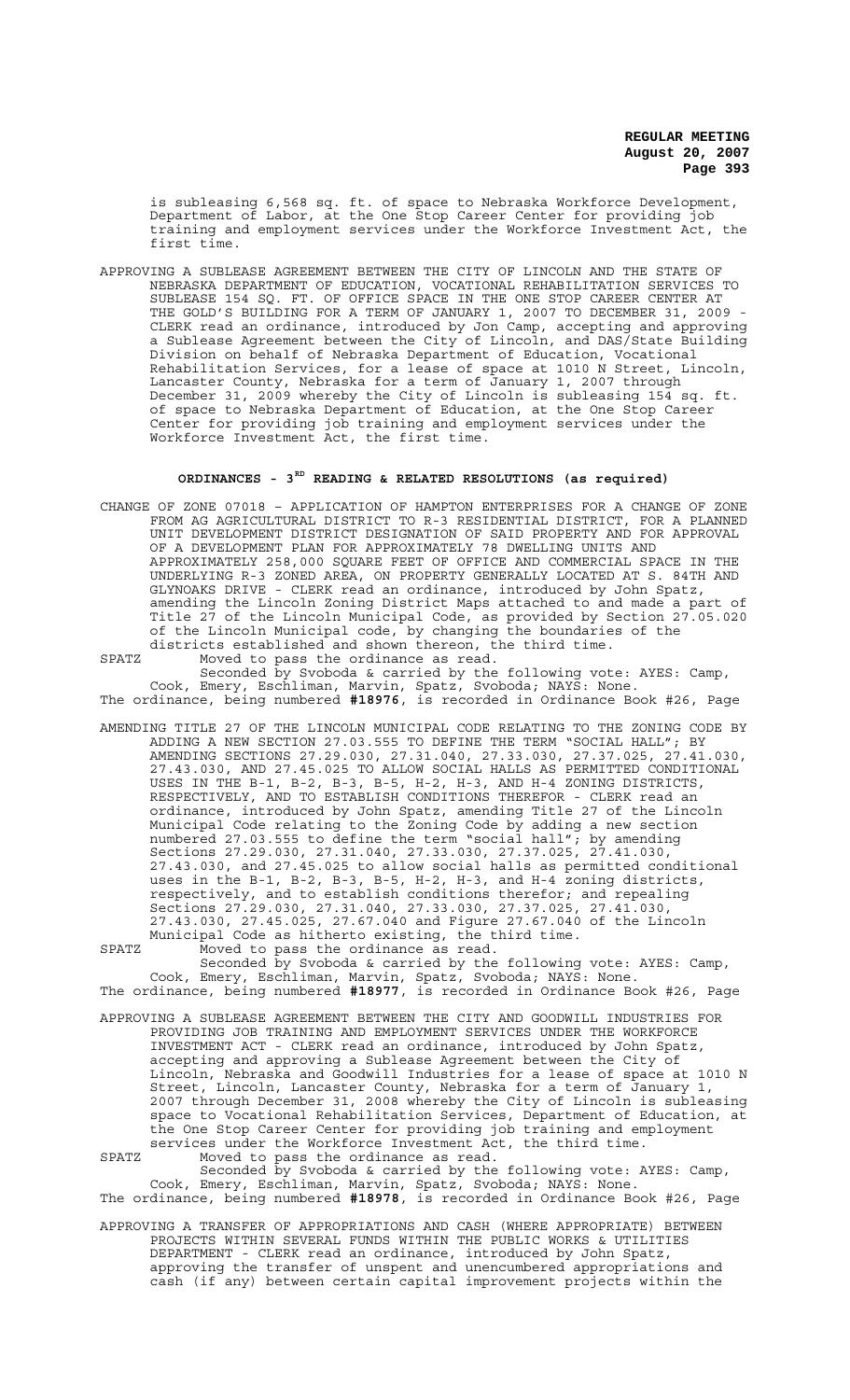is subleasing 6,568 sq. ft. of space to Nebraska Workforce Development, Department of Labor, at the One Stop Career Center for providing job training and employment services under the Workforce Investment Act, the first time.

APPROVING A SUBLEASE AGREEMENT BETWEEN THE CITY OF LINCOLN AND THE STATE OF NEBRASKA DEPARTMENT OF EDUCATION, VOCATIONAL REHABILITATION SERVICES TO SUBLEASE 154 SQ. FT. OF OFFICE SPACE IN THE ONE STOP CAREER CENTER AT THE GOLD'S BUILDING FOR A TERM OF JANUARY 1, 2007 TO DECEMBER 31, 2009 - CLERK read an ordinance, introduced by Jon Camp, accepting and approving a Sublease Agreement between the City of Lincoln, and DAS/State Building Division on behalf of Nebraska Department of Education, Vocational Rehabilitation Services, for a lease of space at 1010 N Street, Lincoln, Lancaster County, Nebraska for a term of January 1, 2007 through December 31, 2009 whereby the City of Lincoln is subleasing 154 sq. ft. of space to Nebraska Department of Education, at the One Stop Career Center for providing job training and employment services under the Workforce Investment Act, the first time.

## ORDINANCES - 3RD READING & RELATED RESOLUTIONS (as required)

CHANGE OF ZONE 07018 – APPLICATION OF HAMPTON ENTERPRISES FOR A CHANGE OF ZONE FROM AG AGRICULTURAL DISTRICT TO R-3 RESIDENTIAL DISTRICT, FOR A PLANNED UNIT DEVELOPMENT DISTRICT DESIGNATION OF SAID PROPERTY AND FOR APPROVAL OF A DEVELOPMENT PLAN FOR APPROXIMATELY 78 DWELLING UNITS AND APPROXIMATELY 258,000 SQUARE FEET OF OFFICE AND COMMERCIAL SPACE IN THE UNDERLYING R-3 ZONED AREA, ON PROPERTY GENERALLY LOCATED AT S. 84TH AND GLYNOAKS DRIVE - CLERK read an ordinance, introduced by John Spatz, amending the Lincoln Zoning District Maps attached to and made a part of Title 27 of the Lincoln Municipal Code, as provided by Section 27.05.020 of the Lincoln Municipal code, by changing the boundaries of the districts established and shown thereon, the third time.

SPATZ Moved to pass the ordinance as read.

Seconded by Svoboda & carried by the following vote: AYES: Camp, Cook, Emery, Eschliman, Marvin, Spatz, Svoboda; NAYS: None.

The ordinance, being numbered **#18976**, is recorded in Ordinance Book #26, Page

AMENDING TITLE 27 OF THE LINCOLN MUNICIPAL CODE RELATING TO THE ZONING CODE BY ADDING A NEW SECTION 27.03.555 TO DEFINE THE TERM "SOCIAL HALL"; BY AMENDING SECTIONS 27.29.030, 27.31.040, 27.33.030, 27.37.025, 27.41.030, 27.43.030, AND 27.45.025 TO ALLOW SOCIAL HALLS AS PERMITTED CONDITIONAL USES IN THE B-1, B-2, B-3, B-5, H-2, H-3, AND H-4 ZONING DISTRICTS, RESPECTIVELY, AND TO ESTABLISH CONDITIONS THEREFOR - CLERK read an ordinance, introduced by John Spatz, amending Title 27 of the Lincoln Municipal Code relating to the Zoning Code by adding a new section numbered 27.03.555 to define the term "social hall"; by amending Sections 27.29.030, 27.31.040, 27.33.030, 27.37.025, 27.41.030, 27.43.030, and 27.45.025 to allow social halls as permitted conditional uses in the B-1, B-2, B-3, B-5, H-2, H-3, and H-4 zoning districts, respectively, and to establish conditions therefor; and repealing Sections 27.29.030, 27.31.040, 27.33.030, 27.37.025, 27.41.030, 27.43.030, 27.45.025, 27.67.040 and Figure 27.67.040 of the Lincoln Municipal Code as hitherto existing, the third time.

SPATZ Moved to pass the ordinance as read.

Seconded by Svoboda & carried by the following vote: AYES: Camp, Cook, Emery, Eschliman, Marvin, Spatz, Svoboda; NAYS: None.

The ordinance, being numbered **#18977**, is recorded in Ordinance Book #26, Page

APPROVING A SUBLEASE AGREEMENT BETWEEN THE CITY AND GOODWILL INDUSTRIES FOR PROVIDING JOB TRAINING AND EMPLOYMENT SERVICES UNDER THE WORKFORCE INVESTMENT ACT - CLERK read an ordinance, introduced by John Spatz, accepting and approving a Sublease Agreement between the City of Lincoln, Nebraska and Goodwill Industries for a lease of space at 1010 N Street, Lincoln, Lancaster County, Nebraska for a term of January 1, 2007 through December 31, 2008 whereby the City of Lincoln is subleasing space to Vocational Rehabilitation Services, Department of Education, at the One Stop Career Center for providing job training and employment services under the Workforce Investment Act, the third time.

SPATZ Moved to pass the ordinance as read.

Seconded by Svoboda & carried by the following vote: AYES: Camp, Cook, Emery, Eschliman, Marvin, Spatz, Svoboda; NAYS: None.

The ordinance, being numbered **#18978**, is recorded in Ordinance Book #26, Page

APPROVING A TRANSFER OF APPROPRIATIONS AND CASH (WHERE APPROPRIATE) BETWEEN PROJECTS WITHIN SEVERAL FUNDS WITHIN THE PUBLIC WORKS & UTILITIES DEPARTMENT - CLERK read an ordinance, introduced by John Spatz, approving the transfer of unspent and unencumbered appropriations and cash (if any) between certain capital improvement projects within the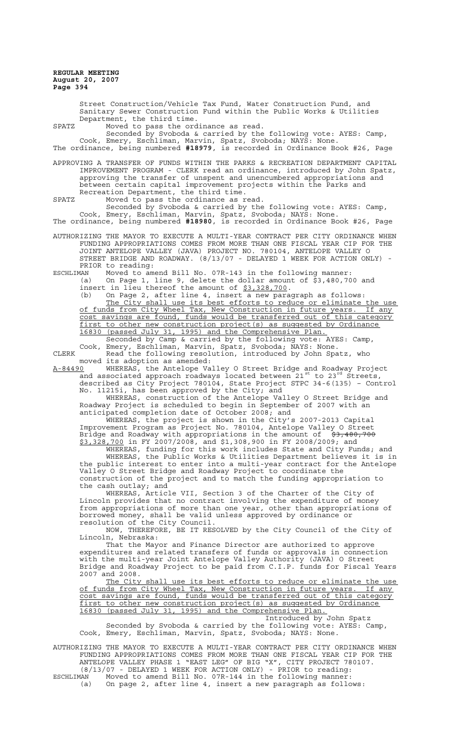Street Construction/Vehicle Tax Fund, Water Construction Fund, and Sanitary Sewer Construction Fund within the Public Works & Utilities Department, the third time.

SPATZ Moved to pass the ordinance as read.

Seconded by Svoboda & carried by the following vote: AYES: Camp, Cook, Emery, Eschliman, Marvin, Spatz, Svoboda; NAYS: None.

The ordinance, being numbered **#18979**, is recorded in Ordinance Book #26, Page

APPROVING A TRANSFER OF FUNDS WITHIN THE PARKS & RECREATION DEPARTMENT CAPITAL IMPROVEMENT PROGRAM - CLERK read an ordinance, introduced by John Spatz, approving the transfer of unspent and unencumbered appropriations and between certain capital improvement projects within the Parks and Recreation Department, the third time.

SPATZ Moved to pass the ordinance as read.

Seconded by Svoboda & carried by the following vote: AYES: Camp, Cook, Emery, Eschliman, Marvin, Spatz, Svoboda; NAYS: None.

The ordinance, being numbered **#18980**, is recorded in Ordinance Book #26, Page

AUTHORIZING THE MAYOR TO EXECUTE A MULTI-YEAR CONTRACT PER CITY ORDINANCE WHEN FUNDING APPROPRIATIONS COMES FROM MORE THAN ONE FISCAL YEAR CIP FOR THE JOINT ANTELOPE VALLEY (JAVA) PROJECT NO. 780104, ANTELOPE VALLEY O STREET BRIDGE AND ROADWAY. (8/13/07 - DELAYED 1 WEEK FOR ACTION ONLY) - PRIOR to reading:

ESCHLIMAN Moved to amend Bill No. 07R-143 in the following manner:

(a) On Page 1, line 9, delete the dollar amount of $3,480,700 and insert in lieu thereof the amount of <u>$3,328,700</u>.

(b) On Page 2, after line 4, insert a new paragraph as follows: <u>The City shall use its best efforts to reduce or eliminate the use of funds from City Wheel Tax, New Construction in future years. If any cost savings are found, funds would be transferred out of this category first to other new construction project(s) as suggested by Ordinance 16830 (passed July 31, 1995) and the Comprehensive Plan.</u>

Seconded by Camp & carried by the following vote: AYES: Camp, Cook, Emery, Eschliman, Marvin, Spatz, Svoboda; NAYS: None.

CLERK Read the following resolution, introduced by John Spatz, who moved its adoption as amended:

<u>A-84490</u> WHEREAS, the Antelope Valley O Street Bridge and Roadway Project and associated approach roadways located between 21st to 23rd Streets, described as City Project 780104, State Project STPC 34-6(135) – Control No. 11215i, has been approved by the City; and

WHEREAS, construction of the Antelope Valley O Street Bridge and Roadway Project is scheduled to begin in September of 2007 with an anticipated completion date of October 2008; and

WHEREAS, the project is shown in the City's 2007-2013 Capital Improvement Program as Project No. 780104, Antelope Valley O Street Bridge and Roadway with appropriations in the amount of ~~$3,480,700~~ <u>$3,328,700</u> in FY 2007/2008, and $1,308,900 in FY 2008/2009; and

WHEREAS, funding for this work includes State and City Funds; and

WHEREAS, the Public Works & Utilities Department believes it is in the public interest to enter into a multi-year contract for the Antelope Valley O Street Bridge and Roadway Project to coordinate the construction of the project and to match the funding appropriation to the cash outlay; and

WHEREAS, Article VII, Section 3 of the Charter of the City of Lincoln provides that no contract involving the expenditure of money from appropriations of more than one year, other than appropriations of borrowed money, shall be valid unless approved by ordinance or resolution of the City Council.

NOW, THEREFORE, BE IT RESOLVED by the City Council of the City of Lincoln, Nebraska:

That the Mayor and Finance Director are authorized to approve expenditures and related transfers of funds or approvals in connection with the multi-year Joint Antelope Valley Authority (JAVA) O Street Bridge and Roadway Project to be paid from C.I.P. funds for Fiscal Years 2007 and 2008.

<u>The City shall use its best efforts to reduce or eliminate the use of funds from City Wheel Tax, New Construction in future years. If any cost savings are found, funds would be transferred out of this category first to other new construction project(s) as suggested by Ordinance 16830 (passed July 31, 1995) and the Comprehensive Plan.</u>

Introduced by John Spatz

Seconded by Svoboda & carried by the following vote: AYES: Camp, Cook, Emery, Eschliman, Marvin, Spatz, Svoboda; NAYS: None.

AUTHORIZING THE MAYOR TO EXECUTE A MULTI-YEAR CONTRACT PER CITY ORDINANCE WHEN FUNDING APPROPRIATIONS COMES FROM MORE THAN ONE FISCAL YEAR CIP FOR THE ANTELOPE VALLEY PHASE 1 "EAST LEG" OF BIG "X", CITY PROJECT 780107. (8/13/07 - DELAYED 1 WEEK FOR ACTION ONLY) - PRIOR to reading:

ESCHLIMAN Moved to amend Bill No. 07R-144 in the following manner:

(a) On page 2, after line 4, insert a new paragraph as follows: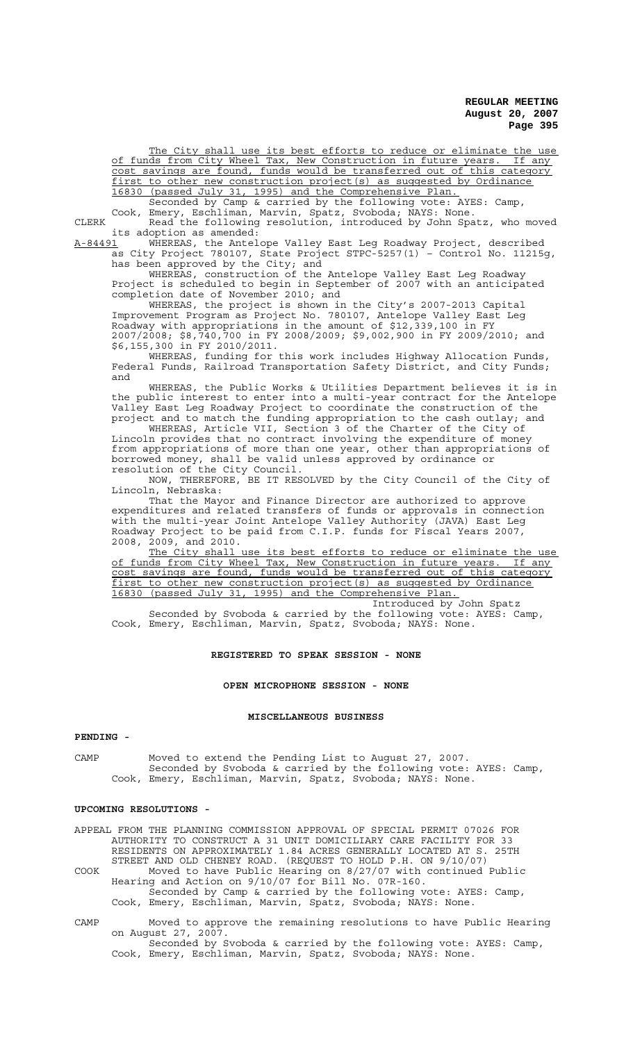The City shall use its best efforts to reduce or eliminate the use of funds from City Wheel Tax, New Construction in future years. If any cost savings are found, funds would be transferred out of this category first to other new construction project(s) as suggested by Ordinance 16830 (passed July 31, 1995) and the Comprehensive Plan.

Seconded by Camp & carried by the following vote: AYES: Camp, Cook, Emery, Eschliman, Marvin, Spatz, Svoboda; NAYS: None.

CLERK Read the following resolution, introduced by John Spatz, who moved its adoption as amended:

A-84491 WHEREAS, the Antelope Valley East Leg Roadway Project, described as City Project 780107, State Project STPC-5257(1) – Control No. 11215g, has been approved by the City; and

WHEREAS, construction of the Antelope Valley East Leg Roadway Project is scheduled to begin in September of 2007 with an anticipated completion date of November 2010; and

WHEREAS, the project is shown in the City's 2007-2013 Capital Improvement Program as Project No. 780107, Antelope Valley East Leg Roadway with appropriations in the amount of $12,339,100 in FY 2007/2008; $8,740,700 in FY 2008/2009; $9,002,900 in FY 2009/2010; and $6,155,300 in FY 2010/2011.

WHEREAS, funding for this work includes Highway Allocation Funds, Federal Funds, Railroad Transportation Safety District, and City Funds; and

WHEREAS, the Public Works & Utilities Department believes it is in the public interest to enter into a multi-year contract for the Antelope Valley East Leg Roadway Project to coordinate the construction of the project and to match the funding appropriation to the cash outlay; and

WHEREAS, Article VII, Section 3 of the Charter of the City of Lincoln provides that no contract involving the expenditure of money from appropriations of more than one year, other than appropriations of borrowed money, shall be valid unless approved by ordinance or resolution of the City Council.

NOW, THEREFORE, BE IT RESOLVED by the City Council of the City of Lincoln, Nebraska:

That the Mayor and Finance Director are authorized to approve expenditures and related transfers of funds or approvals in connection with the multi-year Joint Antelope Valley Authority (JAVA) East Leg Roadway Project to be paid from C.I.P. funds for Fiscal Years 2007, 2008, 2009, and 2010.

The City shall use its best efforts to reduce or eliminate the use of funds from City Wheel Tax, New Construction in future years. If any cost savings are found, funds would be transferred out of this category first to other new construction project(s) as suggested by Ordinance 16830 (passed July 31, 1995) and the Comprehensive Plan.

Introduced by John Spatz

Seconded by Svoboda & carried by the following vote: AYES: Camp, Cook, Emery, Eschliman, Marvin, Spatz, Svoboda; NAYS: None.

## REGISTERED TO SPEAK SESSION - NONE

## OPEN MICROPHONE SESSION - NONE

## MISCELLANEOUS BUSINESS

**PENDING -**

CAMP Moved to extend the Pending List to August 27, 2007.

Seconded by Svoboda & carried by the following vote: AYES: Camp, Cook, Emery, Eschliman, Marvin, Spatz, Svoboda; NAYS: None.

**UPCOMING RESOLUTIONS -**

APPEAL FROM THE PLANNING COMMISSION APPROVAL OF SPECIAL PERMIT 07026 FOR AUTHORITY TO CONSTRUCT A 31 UNIT DOMICILIARY CARE FACILITY FOR 33 RESIDENTS ON APPROXIMATELY 1.84 ACRES GENERALLY LOCATED AT S. 25TH STREET AND OLD CHENEY ROAD. (REQUEST TO HOLD P.H. ON 9/10/07)

COOK Moved to have Public Hearing on 8/27/07 with continued Public Hearing and Action on 9/10/07 for Bill No. 07R-160.

Seconded by Camp & carried by the following vote: AYES: Camp, Cook, Emery, Eschliman, Marvin, Spatz, Svoboda; NAYS: None.

CAMP Moved to approve the remaining resolutions to have Public Hearing on August 27, 2007.

Seconded by Svoboda & carried by the following vote: AYES: Camp, Cook, Emery, Eschliman, Marvin, Spatz, Svoboda; NAYS: None.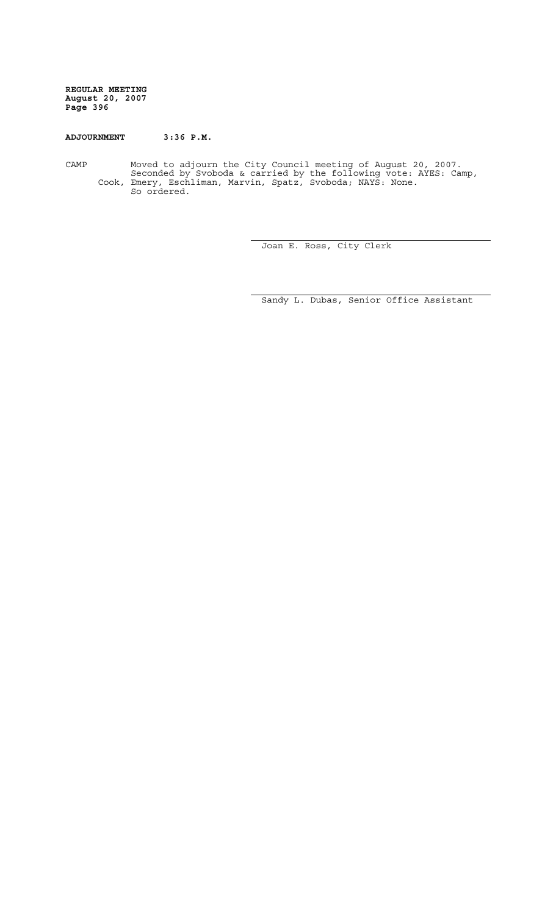**ADJOURNMENT 3:36 P.M.**

CAMP Moved to adjourn the City Council meeting of August 20, 2007. Seconded by Svoboda & carried by the following vote: AYES: Camp, Cook, Emery, Eschliman, Marvin, Spatz, Svoboda; NAYS: None. So ordered.

Joan E. Ross, City Clerk

Sandy L. Dubas, Senior Office Assistant